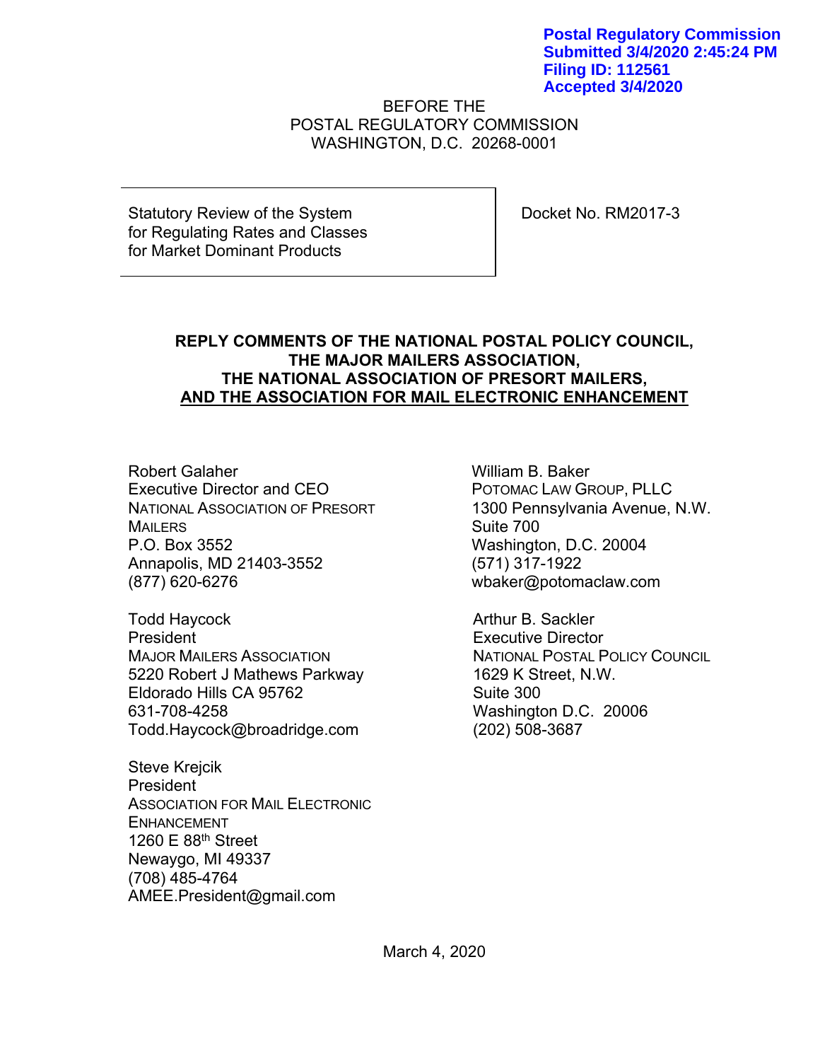**Postal Regulatory Commission**
**Submitted 3/4/2020 2:45:24 PM**
**Filing ID: 112561**
**Accepted 3/4/2020**

BEFORE THE
POSTAL REGULATORY COMMISSION
WASHINGTON, D.C. 20268-0001

| Statutory Review of the System for Regulating Rates and Classes for Market Dominant Products | Docket No. RM2017-3 |
| --- | --- |

**REPLY COMMENTS OF THE NATIONAL POSTAL POLICY COUNCIL, THE MAJOR MAILERS ASSOCIATION, THE NATIONAL ASSOCIATION OF PRESORT MAILERS, AND THE ASSOCIATION FOR MAIL ELECTRONIC ENHANCEMENT**

Robert Galaher
Executive Director and CEO
NATIONAL ASSOCIATION OF PRESORT MAILERS
P.O. Box 3552
Annapolis, MD 21403-3552
(877) 620-6276

Todd Haycock
President
MAJOR MAILERS ASSOCIATION
5220 Robert J Mathews Parkway
Eldorado Hills CA 95762
631-708-4258
Todd.Haycock@broadridge.com

Steve Krejcik
President
ASSOCIATION FOR MAIL ELECTRONIC ENHANCEMENT
1260 E 88th Street
Newaygo, MI 49337
(708) 485-4764
AMEE.President@gmail.com

William B. Baker
POTOMAC LAW GROUP, PLLC
1300 Pennsylvania Avenue, N.W.
Suite 700
Washington, D.C. 20004
(571) 317-1922
wbaker@potomaclaw.com

Arthur B. Sackler
Executive Director
NATIONAL POSTAL POLICY COUNCIL
1629 K Street, N.W.
Suite 300
Washington D.C. 20006
(202) 508-3687

March 4, 2020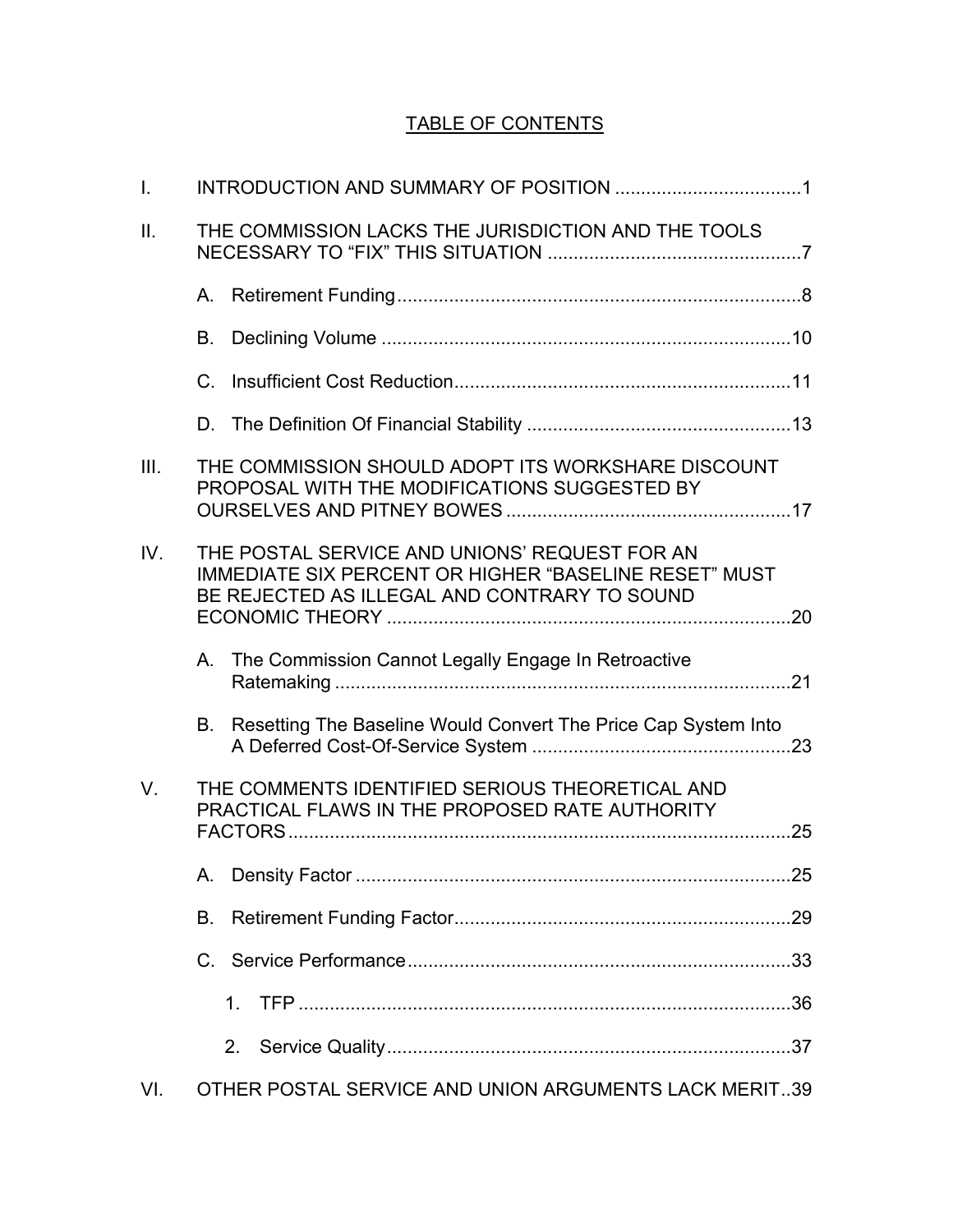## TABLE OF CONTENTS

I. INTRODUCTION AND SUMMARY OF POSITION .....................................1

II. THE COMMISSION LACKS THE JURISDICTION AND THE TOOLS NECESSARY TO "FIX" THIS SITUATION .................................................7

- A. Retirement Funding..............................................................................8
- B. Declining Volume ...............................................................................10
- C. Insufficient Cost Reduction.................................................................11
- D. The Definition Of Financial Stability ...................................................13

III. THE COMMISSION SHOULD ADOPT ITS WORKSHARE DISCOUNT PROPOSAL WITH THE MODIFICATIONS SUGGESTED BY OURSELVES AND PITNEY BOWES .......................................................17

IV. THE POSTAL SERVICE AND UNIONS' REQUEST FOR AN IMMEDIATE SIX PERCENT OR HIGHER "BASELINE RESET" MUST BE REJECTED AS ILLEGAL AND CONTRARY TO SOUND ECONOMIC THEORY .............................................................................20

- A. The Commission Cannot Legally Engage In Retroactive Ratemaking ........................................................................................21
- B. Resetting The Baseline Would Convert The Price Cap System Into A Deferred Cost-Of-Service System ..................................................23

V. THE COMMENTS IDENTIFIED SERIOUS THEORETICAL AND PRACTICAL FLAWS IN THE PROPOSED RATE AUTHORITY FACTORS.................................................................................................25

- A. Density Factor ....................................................................................25
- B. Retirement Funding Factor.................................................................29
- C. Service Performance..........................................................................33
  1. TFP ...............................................................................................36
  2. Service Quality..............................................................................37

VI. OTHER POSTAL SERVICE AND UNION ARGUMENTS LACK MERIT..39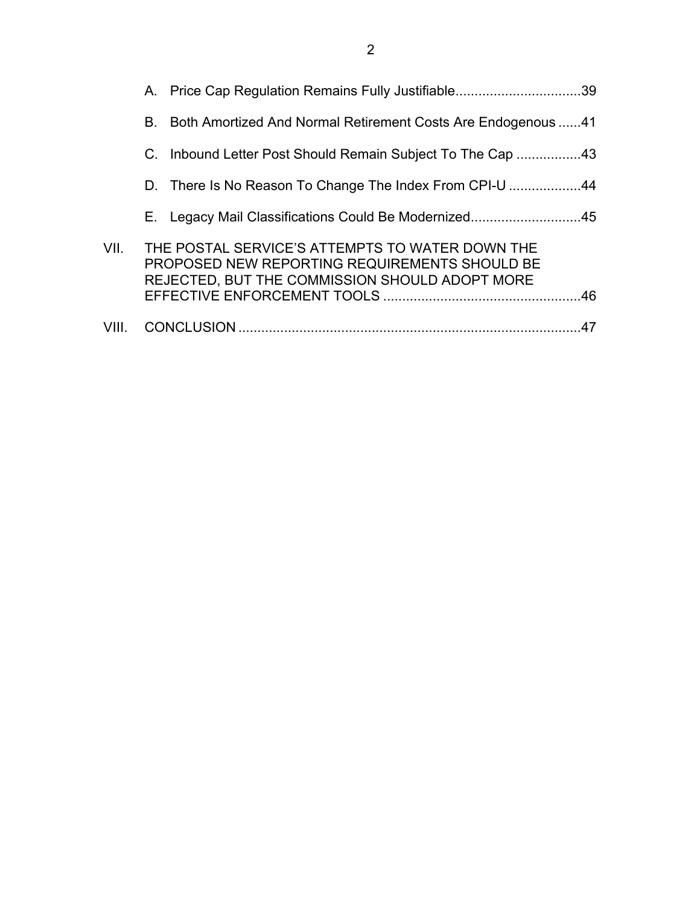A. Price Cap Regulation Remains Fully Justifiable.................................39

B. Both Amortized And Normal Retirement Costs Are Endogenous ......41

C. Inbound Letter Post Should Remain Subject To The Cap .................43

D. There Is No Reason To Change The Index From CPI-U ...................44

E. Legacy Mail Classifications Could Be Modernized.............................45

VII. THE POSTAL SERVICE'S ATTEMPTS TO WATER DOWN THE PROPOSED NEW REPORTING REQUIREMENTS SHOULD BE REJECTED, BUT THE COMMISSION SHOULD ADOPT MORE EFFECTIVE ENFORCEMENT TOOLS ....................................................46

VIII. CONCLUSION ..........................................................................................47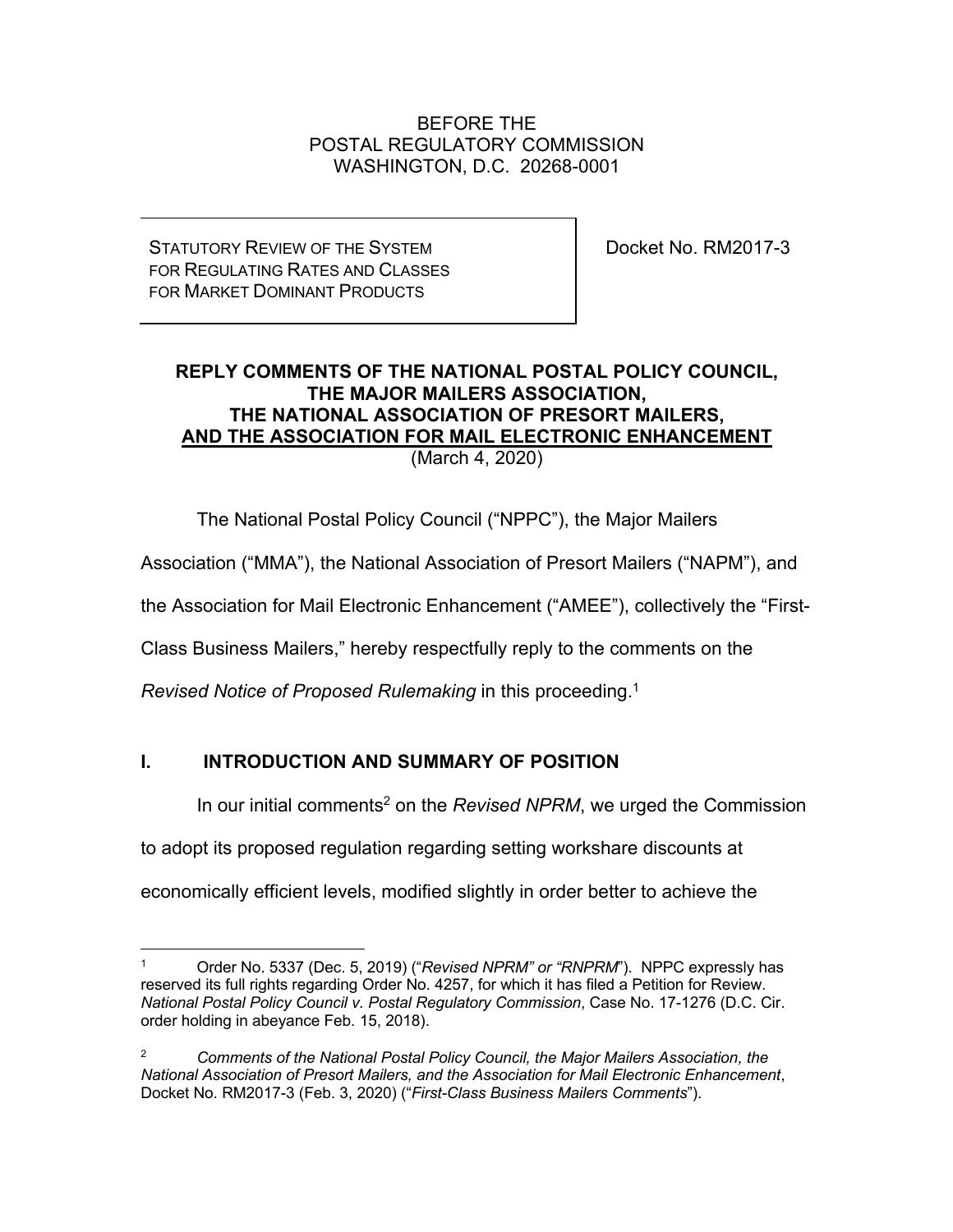BEFORE THE
POSTAL REGULATORY COMMISSION
WASHINGTON, D.C. 20268-0001

| STATUTORY REVIEW OF THE SYSTEM FOR REGULATING RATES AND CLASSES FOR MARKET DOMINANT PRODUCTS | Docket No. RM2017-3 |
| --- | --- |

**REPLY COMMENTS OF THE NATIONAL POSTAL POLICY COUNCIL, THE MAJOR MAILERS ASSOCIATION, THE NATIONAL ASSOCIATION OF PRESORT MAILERS, AND THE ASSOCIATION FOR MAIL ELECTRONIC ENHANCEMENT**
(March 4, 2020)

The National Postal Policy Council ("NPPC"), the Major Mailers Association ("MMA"), the National Association of Presort Mailers ("NAPM"), and the Association for Mail Electronic Enhancement ("AMEE"), collectively the "First-Class Business Mailers," hereby respectfully reply to the comments on the *Revised Notice of Proposed Rulemaking* in this proceeding.[1]

## I. INTRODUCTION AND SUMMARY OF POSITION

In our initial comments[2] on the *Revised NPRM*, we urged the Commission to adopt its proposed regulation regarding setting workshare discounts at economically efficient levels, modified slightly in order better to achieve the

[1] Order No. 5337 (Dec. 5, 2019) ("*Revised NPRM" or "RNPRM*"). NPPC expressly has reserved its full rights regarding Order No. 4257, for which it has filed a Petition for Review. *National Postal Policy Council v. Postal Regulatory Commission*, Case No. 17-1276 (D.C. Cir. order holding in abeyance Feb. 15, 2018).

[2] *Comments of the National Postal Policy Council, the Major Mailers Association, the National Association of Presort Mailers, and the Association for Mail Electronic Enhancement*, Docket No. RM2017-3 (Feb. 3, 2020) ("*First-Class Business Mailers Comments*").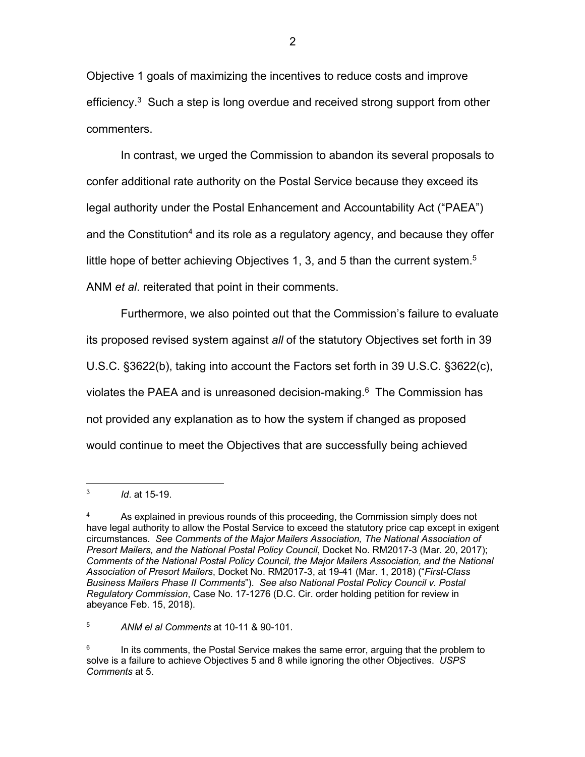Objective 1 goals of maximizing the incentives to reduce costs and improve efficiency.[3] Such a step is long overdue and received strong support from other commenters.

In contrast, we urged the Commission to abandon its several proposals to confer additional rate authority on the Postal Service because they exceed its legal authority under the Postal Enhancement and Accountability Act ("PAEA") and the Constitution[4] and its role as a regulatory agency, and because they offer little hope of better achieving Objectives 1, 3, and 5 than the current system.[5] ANM *et al*. reiterated that point in their comments.

Furthermore, we also pointed out that the Commission's failure to evaluate its proposed revised system against *all* of the statutory Objectives set forth in 39 U.S.C. §3622(b), taking into account the Factors set forth in 39 U.S.C. §3622(c), violates the PAEA and is unreasoned decision-making.[6] The Commission has not provided any explanation as to how the system if changed as proposed would continue to meet the Objectives that are successfully being achieved

---

[3] *Id*. at 15-19.

[4] As explained in previous rounds of this proceeding, the Commission simply does not have legal authority to allow the Postal Service to exceed the statutory price cap except in exigent circumstances. *See Comments of the Major Mailers Association, The National Association of Presort Mailers, and the National Postal Policy Council*, Docket No. RM2017-3 (Mar. 20, 2017); *Comments of the National Postal Policy Council, the Major Mailers Association, and the National Association of Presort Mailers*, Docket No. RM2017-3, at 19-41 (Mar. 1, 2018) ("*First-Class Business Mailers Phase II Comments*"). *See also National Postal Policy Council v. Postal Regulatory Commission*, Case No. 17-1276 (D.C. Cir. order holding petition for review in abeyance Feb. 15, 2018).

[5] *ANM el al Comments* at 10-11 & 90-101.

[6] In its comments, the Postal Service makes the same error, arguing that the problem to solve is a failure to achieve Objectives 5 and 8 while ignoring the other Objectives. *USPS Comments* at 5.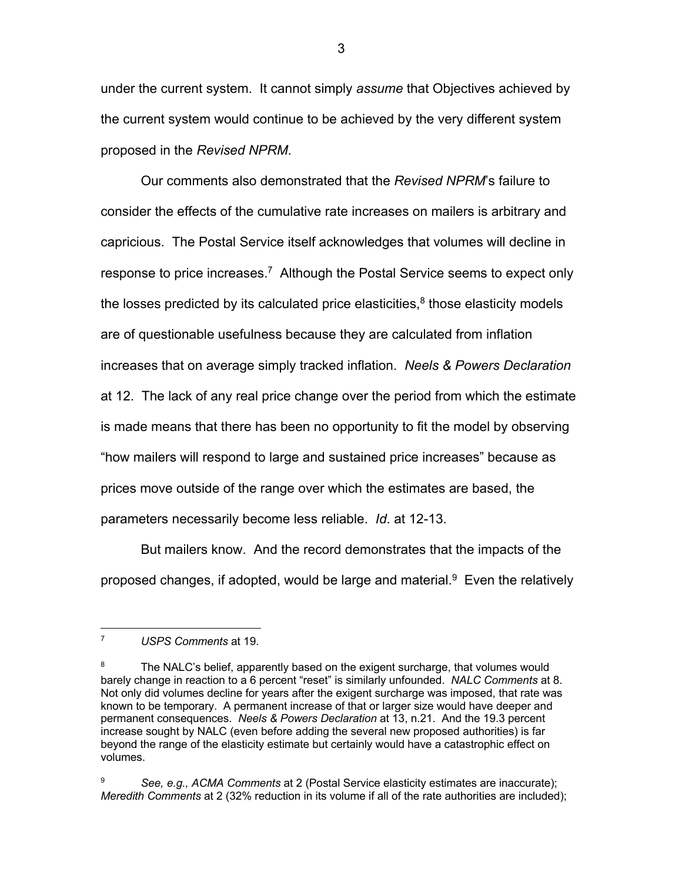under the current system. It cannot simply *assume* that Objectives achieved by the current system would continue to be achieved by the very different system proposed in the *Revised NPRM*.

Our comments also demonstrated that the *Revised NPRM*'s failure to consider the effects of the cumulative rate increases on mailers is arbitrary and capricious. The Postal Service itself acknowledges that volumes will decline in response to price increases.[7] Although the Postal Service seems to expect only the losses predicted by its calculated price elasticities,[8] those elasticity models are of questionable usefulness because they are calculated from inflation increases that on average simply tracked inflation. *Neels & Powers Declaration* at 12. The lack of any real price change over the period from which the estimate is made means that there has been no opportunity to fit the model by observing "how mailers will respond to large and sustained price increases" because as prices move outside of the range over which the estimates are based, the parameters necessarily become less reliable. *Id*. at 12-13.

But mailers know. And the record demonstrates that the impacts of the proposed changes, if adopted, would be large and material.[9] Even the relatively

---

[7] *USPS Comments* at 19.

[8] The NALC's belief, apparently based on the exigent surcharge, that volumes would barely change in reaction to a 6 percent "reset" is similarly unfounded. *NALC Comments* at 8. Not only did volumes decline for years after the exigent surcharge was imposed, that rate was known to be temporary. A permanent increase of that or larger size would have deeper and permanent consequences. *Neels & Powers Declaration* at 13, n.21. And the 19.3 percent increase sought by NALC (even before adding the several new proposed authorities) is far beyond the range of the elasticity estimate but certainly would have a catastrophic effect on volumes.

[9] *See, e.g., ACMA Comments* at 2 (Postal Service elasticity estimates are inaccurate); *Meredith Comments* at 2 (32% reduction in its volume if all of the rate authorities are included);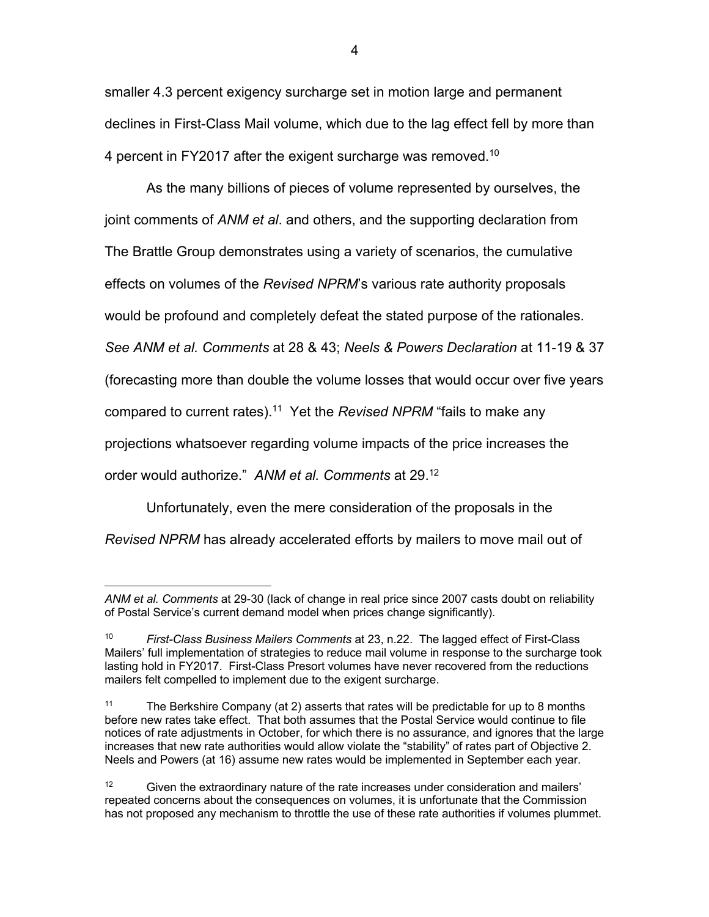smaller 4.3 percent exigency surcharge set in motion large and permanent declines in First-Class Mail volume, which due to the lag effect fell by more than 4 percent in FY2017 after the exigent surcharge was removed.[10]

As the many billions of pieces of volume represented by ourselves, the joint comments of *ANM et al*. and others, and the supporting declaration from The Brattle Group demonstrates using a variety of scenarios, the cumulative effects on volumes of the *Revised NPRM*'s various rate authority proposals would be profound and completely defeat the stated purpose of the rationales. *See ANM et al. Comments* at 28 & 43; *Neels & Powers Declaration* at 11-19 & 37 (forecasting more than double the volume losses that would occur over five years compared to current rates).[11] Yet the *Revised NPRM* "fails to make any projections whatsoever regarding volume impacts of the price increases the order would authorize." *ANM et al. Comments* at 29.[12]

Unfortunately, even the mere consideration of the proposals in the *Revised NPRM* has already accelerated efforts by mailers to move mail out of

---

*ANM et al. Comments* at 29-30 (lack of change in real price since 2007 casts doubt on reliability of Postal Service's current demand model when prices change significantly).

[10] *First-Class Business Mailers Comments* at 23, n.22. The lagged effect of First-Class Mailers' full implementation of strategies to reduce mail volume in response to the surcharge took lasting hold in FY2017. First-Class Presort volumes have never recovered from the reductions mailers felt compelled to implement due to the exigent surcharge.

[11] The Berkshire Company (at 2) asserts that rates will be predictable for up to 8 months before new rates take effect. That both assumes that the Postal Service would continue to file notices of rate adjustments in October, for which there is no assurance, and ignores that the large increases that new rate authorities would allow violate the "stability" of rates part of Objective 2. Neels and Powers (at 16) assume new rates would be implemented in September each year.

[12] Given the extraordinary nature of the rate increases under consideration and mailers' repeated concerns about the consequences on volumes, it is unfortunate that the Commission has not proposed any mechanism to throttle the use of these rate authorities if volumes plummet.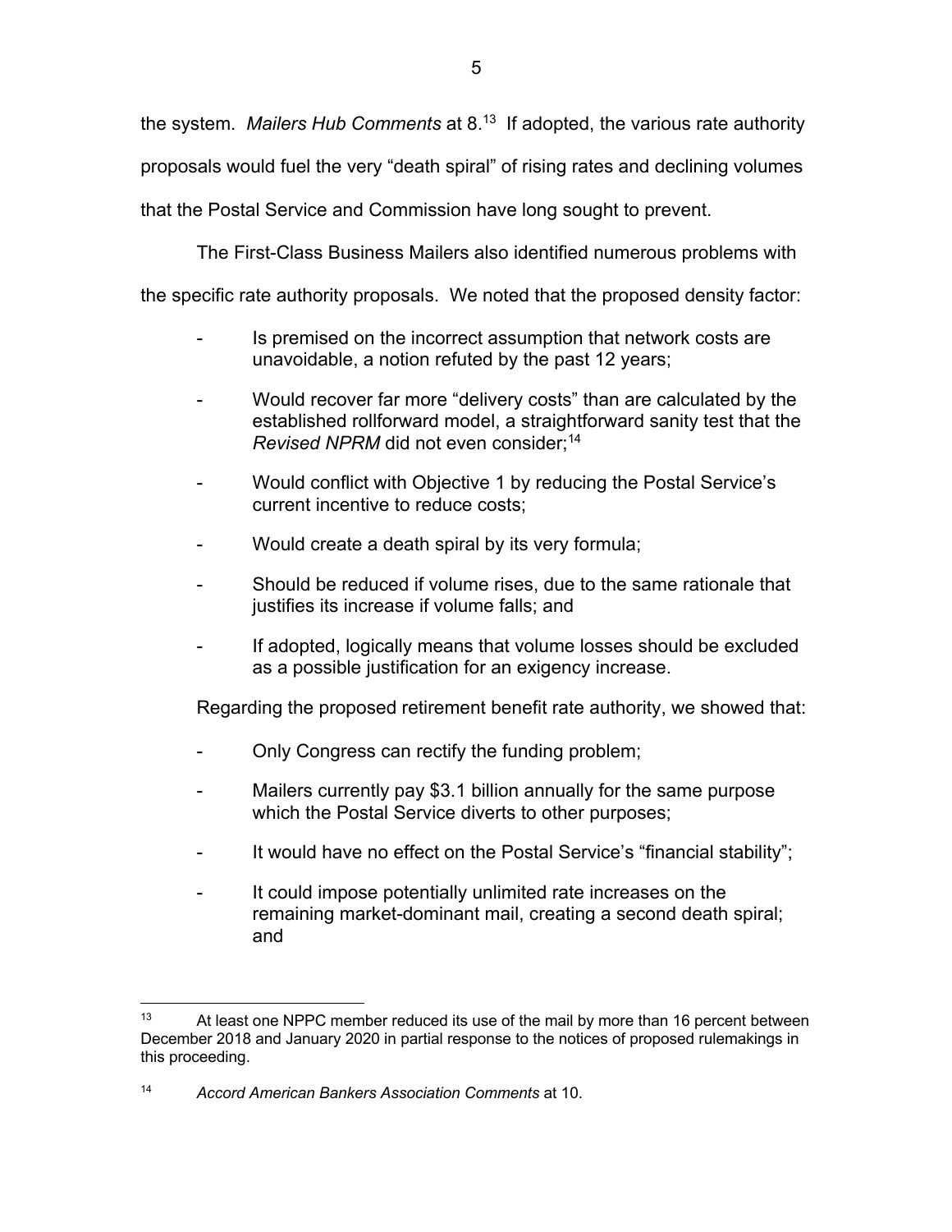the system. *Mailers Hub Comments* at 8.[13] If adopted, the various rate authority proposals would fuel the very "death spiral" of rising rates and declining volumes that the Postal Service and Commission have long sought to prevent.

The First-Class Business Mailers also identified numerous problems with the specific rate authority proposals. We noted that the proposed density factor:

- Is premised on the incorrect assumption that network costs are unavoidable, a notion refuted by the past 12 years;
- Would recover far more "delivery costs" than are calculated by the established rollforward model, a straightforward sanity test that the *Revised NPRM* did not even consider;[14]
- Would conflict with Objective 1 by reducing the Postal Service's current incentive to reduce costs;
- Would create a death spiral by its very formula;
- Should be reduced if volume rises, due to the same rationale that justifies its increase if volume falls; and
- If adopted, logically means that volume losses should be excluded as a possible justification for an exigency increase.

Regarding the proposed retirement benefit rate authority, we showed that:

- Only Congress can rectify the funding problem;
- Mailers currently pay $3.1 billion annually for the same purpose which the Postal Service diverts to other purposes;
- It would have no effect on the Postal Service's "financial stability";
- It could impose potentially unlimited rate increases on the remaining market-dominant mail, creating a second death spiral; and

---

[13] At least one NPPC member reduced its use of the mail by more than 16 percent between December 2018 and January 2020 in partial response to the notices of proposed rulemakings in this proceeding.

[14] *Accord American Bankers Association Comments* at 10.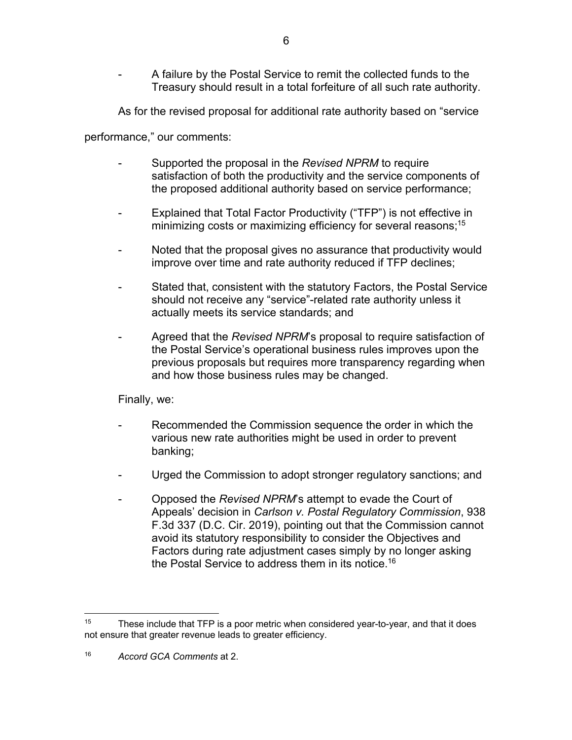- A failure by the Postal Service to remit the collected funds to the Treasury should result in a total forfeiture of all such rate authority.

As for the revised proposal for additional rate authority based on "service performance," our comments:

- Supported the proposal in the *Revised NPRM* to require satisfaction of both the productivity and the service components of the proposed additional authority based on service performance;
- Explained that Total Factor Productivity ("TFP") is not effective in minimizing costs or maximizing efficiency for several reasons;[15]
- Noted that the proposal gives no assurance that productivity would improve over time and rate authority reduced if TFP declines;
- Stated that, consistent with the statutory Factors, the Postal Service should not receive any "service"-related rate authority unless it actually meets its service standards; and
- Agreed that the *Revised NPRM*'s proposal to require satisfaction of the Postal Service's operational business rules improves upon the previous proposals but requires more transparency regarding when and how those business rules may be changed.

Finally, we:

- Recommended the Commission sequence the order in which the various new rate authorities might be used in order to prevent banking;
- Urged the Commission to adopt stronger regulatory sanctions; and
- Opposed the *Revised NPRM*'s attempt to evade the Court of Appeals' decision in *Carlson v. Postal Regulatory Commission*, 938 F.3d 337 (D.C. Cir. 2019), pointing out that the Commission cannot avoid its statutory responsibility to consider the Objectives and Factors during rate adjustment cases simply by no longer asking the Postal Service to address them in its notice.[16]

---

[15] These include that TFP is a poor metric when considered year-to-year, and that it does not ensure that greater revenue leads to greater efficiency.

[16] *Accord GCA Comments* at 2.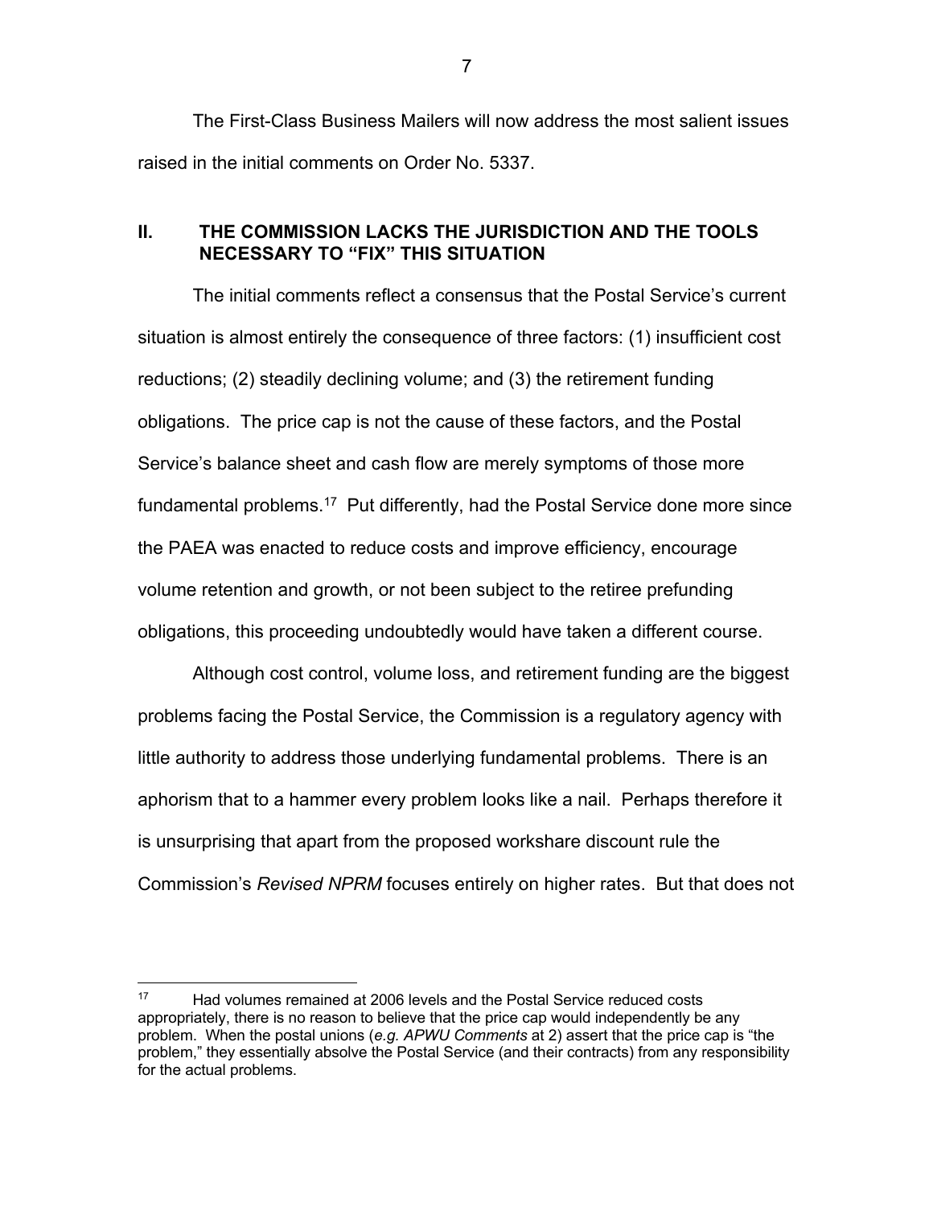The First-Class Business Mailers will now address the most salient issues raised in the initial comments on Order No. 5337.

## II. THE COMMISSION LACKS THE JURISDICTION AND THE TOOLS NECESSARY TO "FIX" THIS SITUATION

The initial comments reflect a consensus that the Postal Service's current situation is almost entirely the consequence of three factors: (1) insufficient cost reductions; (2) steadily declining volume; and (3) the retirement funding obligations. The price cap is not the cause of these factors, and the Postal Service's balance sheet and cash flow are merely symptoms of those more fundamental problems.[17] Put differently, had the Postal Service done more since the PAEA was enacted to reduce costs and improve efficiency, encourage volume retention and growth, or not been subject to the retiree prefunding obligations, this proceeding undoubtedly would have taken a different course.

Although cost control, volume loss, and retirement funding are the biggest problems facing the Postal Service, the Commission is a regulatory agency with little authority to address those underlying fundamental problems. There is an aphorism that to a hammer every problem looks like a nail. Perhaps therefore it is unsurprising that apart from the proposed workshare discount rule the Commission's *Revised NPRM* focuses entirely on higher rates. But that does not

---

[17] Had volumes remained at 2006 levels and the Postal Service reduced costs appropriately, there is no reason to believe that the price cap would independently be any problem. When the postal unions (*e.g. APWU Comments* at 2) assert that the price cap is "the problem," they essentially absolve the Postal Service (and their contracts) from any responsibility for the actual problems.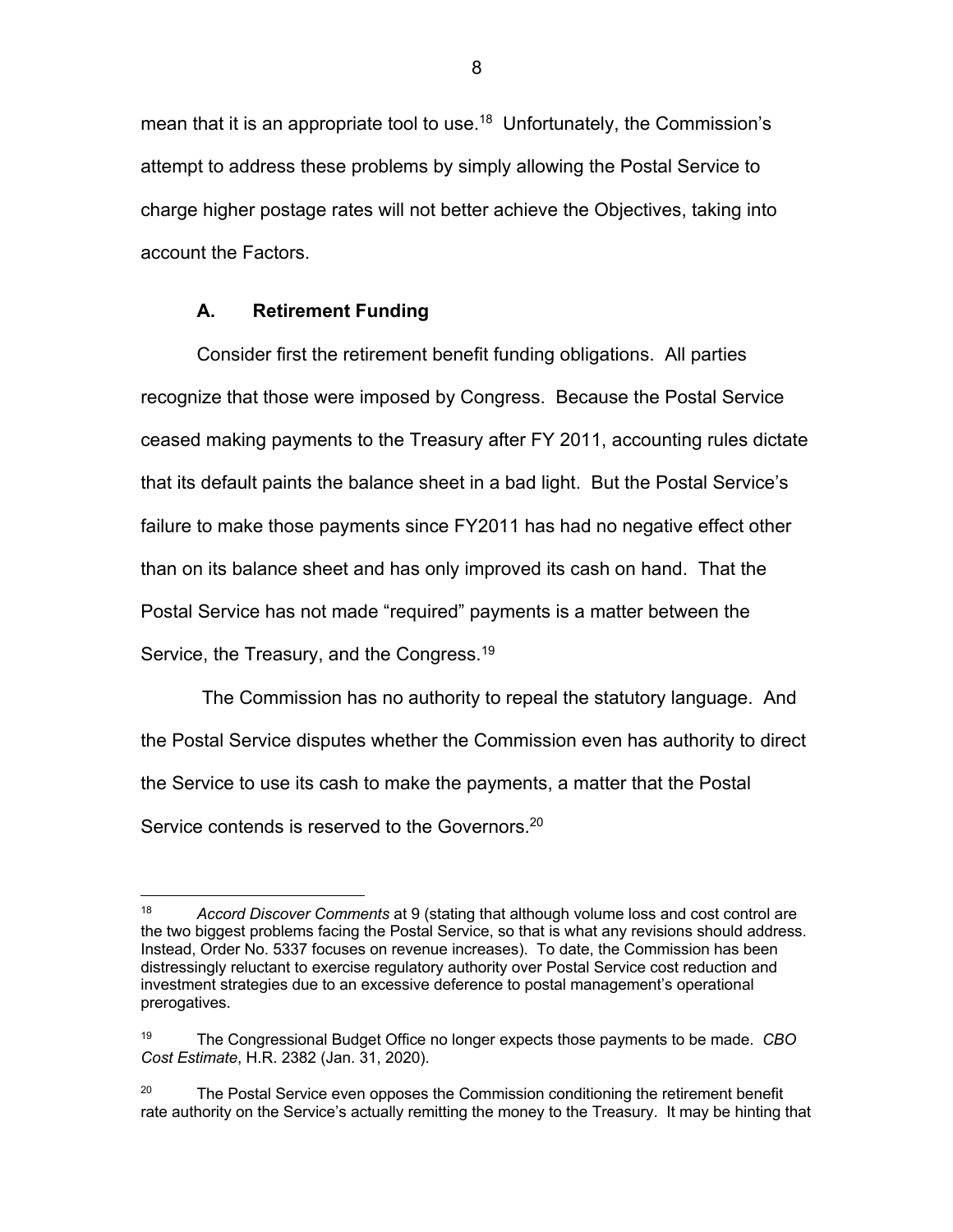mean that it is an appropriate tool to use.[18] Unfortunately, the Commission's attempt to address these problems by simply allowing the Postal Service to charge higher postage rates will not better achieve the Objectives, taking into account the Factors.

### A. Retirement Funding

Consider first the retirement benefit funding obligations. All parties recognize that those were imposed by Congress. Because the Postal Service ceased making payments to the Treasury after FY 2011, accounting rules dictate that its default paints the balance sheet in a bad light. But the Postal Service's failure to make those payments since FY2011 has had no negative effect other than on its balance sheet and has only improved its cash on hand. That the Postal Service has not made "required" payments is a matter between the Service, the Treasury, and the Congress.[19]

The Commission has no authority to repeal the statutory language. And the Postal Service disputes whether the Commission even has authority to direct the Service to use its cash to make the payments, a matter that the Postal Service contends is reserved to the Governors.[20]

---

[18] *Accord Discover Comments* at 9 (stating that although volume loss and cost control are the two biggest problems facing the Postal Service, so that is what any revisions should address. Instead, Order No. 5337 focuses on revenue increases). To date, the Commission has been distressingly reluctant to exercise regulatory authority over Postal Service cost reduction and investment strategies due to an excessive deference to postal management's operational prerogatives.

[19] The Congressional Budget Office no longer expects those payments to be made. *CBO Cost Estimate*, H.R. 2382 (Jan. 31, 2020).

[20] The Postal Service even opposes the Commission conditioning the retirement benefit rate authority on the Service's actually remitting the money to the Treasury. It may be hinting that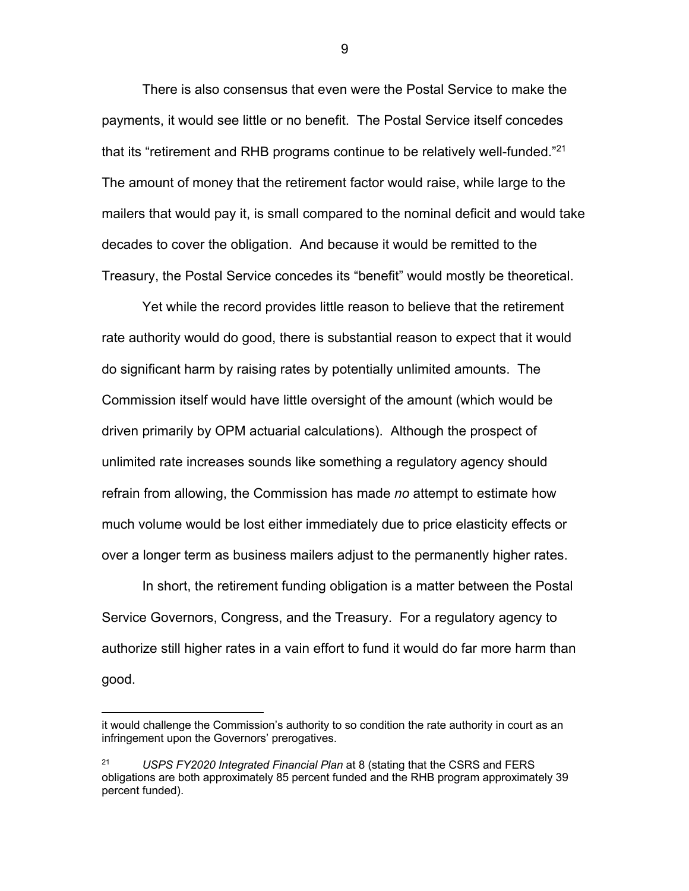There is also consensus that even were the Postal Service to make the payments, it would see little or no benefit. The Postal Service itself concedes that its "retirement and RHB programs continue to be relatively well-funded."[21] The amount of money that the retirement factor would raise, while large to the mailers that would pay it, is small compared to the nominal deficit and would take decades to cover the obligation. And because it would be remitted to the Treasury, the Postal Service concedes its "benefit" would mostly be theoretical.

Yet while the record provides little reason to believe that the retirement rate authority would do good, there is substantial reason to expect that it would do significant harm by raising rates by potentially unlimited amounts. The Commission itself would have little oversight of the amount (which would be driven primarily by OPM actuarial calculations). Although the prospect of unlimited rate increases sounds like something a regulatory agency should refrain from allowing, the Commission has made *no* attempt to estimate how much volume would be lost either immediately due to price elasticity effects or over a longer term as business mailers adjust to the permanently higher rates.

In short, the retirement funding obligation is a matter between the Postal Service Governors, Congress, and the Treasury. For a regulatory agency to authorize still higher rates in a vain effort to fund it would do far more harm than good.

---

it would challenge the Commission's authority to so condition the rate authority in court as an infringement upon the Governors' prerogatives.

[21] *USPS FY2020 Integrated Financial Plan* at 8 (stating that the CSRS and FERS obligations are both approximately 85 percent funded and the RHB program approximately 39 percent funded).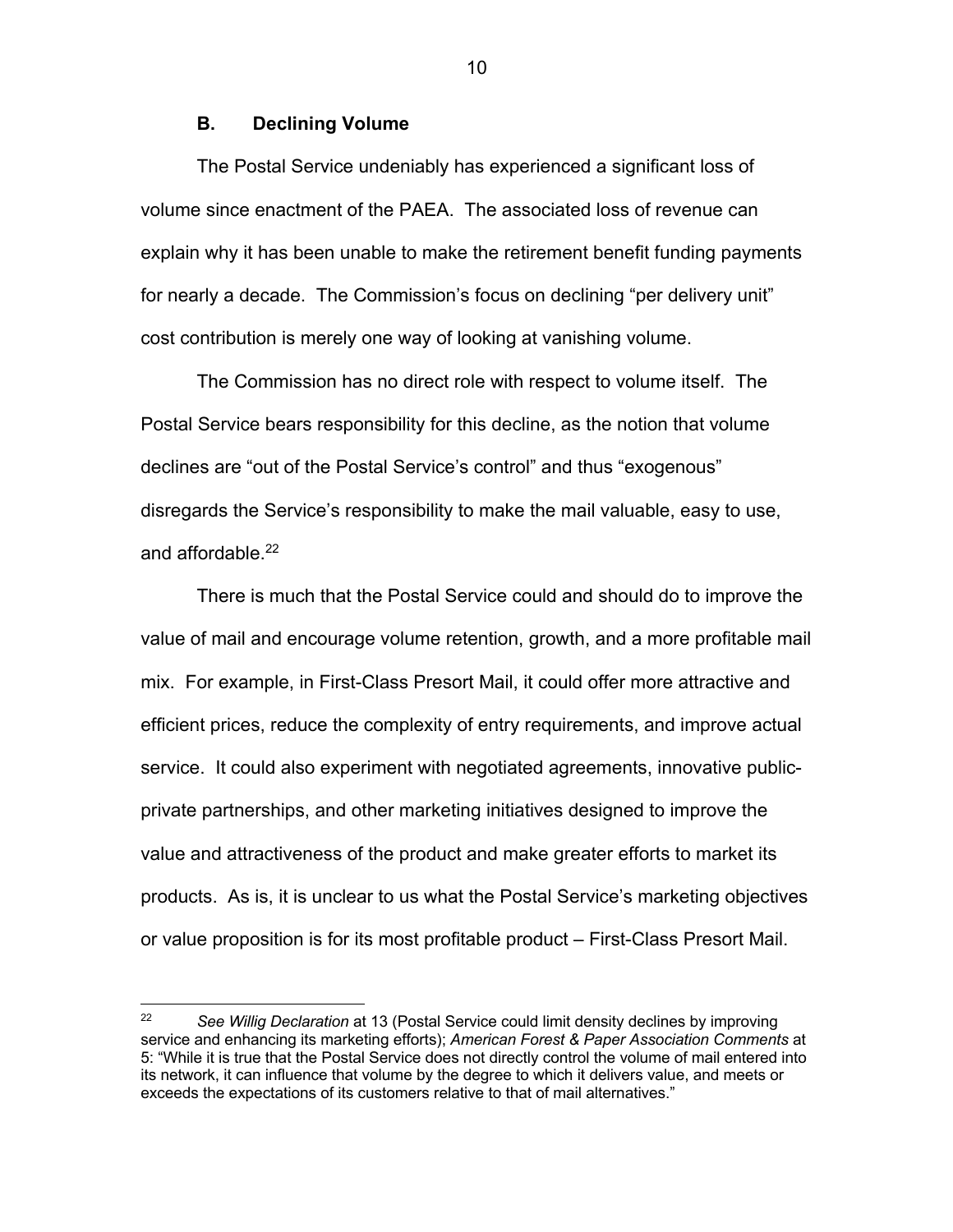### B. Declining Volume

The Postal Service undeniably has experienced a significant loss of volume since enactment of the PAEA. The associated loss of revenue can explain why it has been unable to make the retirement benefit funding payments for nearly a decade. The Commission's focus on declining "per delivery unit" cost contribution is merely one way of looking at vanishing volume.

The Commission has no direct role with respect to volume itself. The Postal Service bears responsibility for this decline, as the notion that volume declines are "out of the Postal Service's control" and thus "exogenous" disregards the Service's responsibility to make the mail valuable, easy to use, and affordable.[22]

There is much that the Postal Service could and should do to improve the value of mail and encourage volume retention, growth, and a more profitable mail mix. For example, in First-Class Presort Mail, it could offer more attractive and efficient prices, reduce the complexity of entry requirements, and improve actual service. It could also experiment with negotiated agreements, innovative public-private partnerships, and other marketing initiatives designed to improve the value and attractiveness of the product and make greater efforts to market its products. As is, it is unclear to us what the Postal Service's marketing objectives or value proposition is for its most profitable product – First-Class Presort Mail.

---

[22] *See Willig Declaration* at 13 (Postal Service could limit density declines by improving service and enhancing its marketing efforts); *American Forest & Paper Association Comments* at 5: "While it is true that the Postal Service does not directly control the volume of mail entered into its network, it can influence that volume by the degree to which it delivers value, and meets or exceeds the expectations of its customers relative to that of mail alternatives."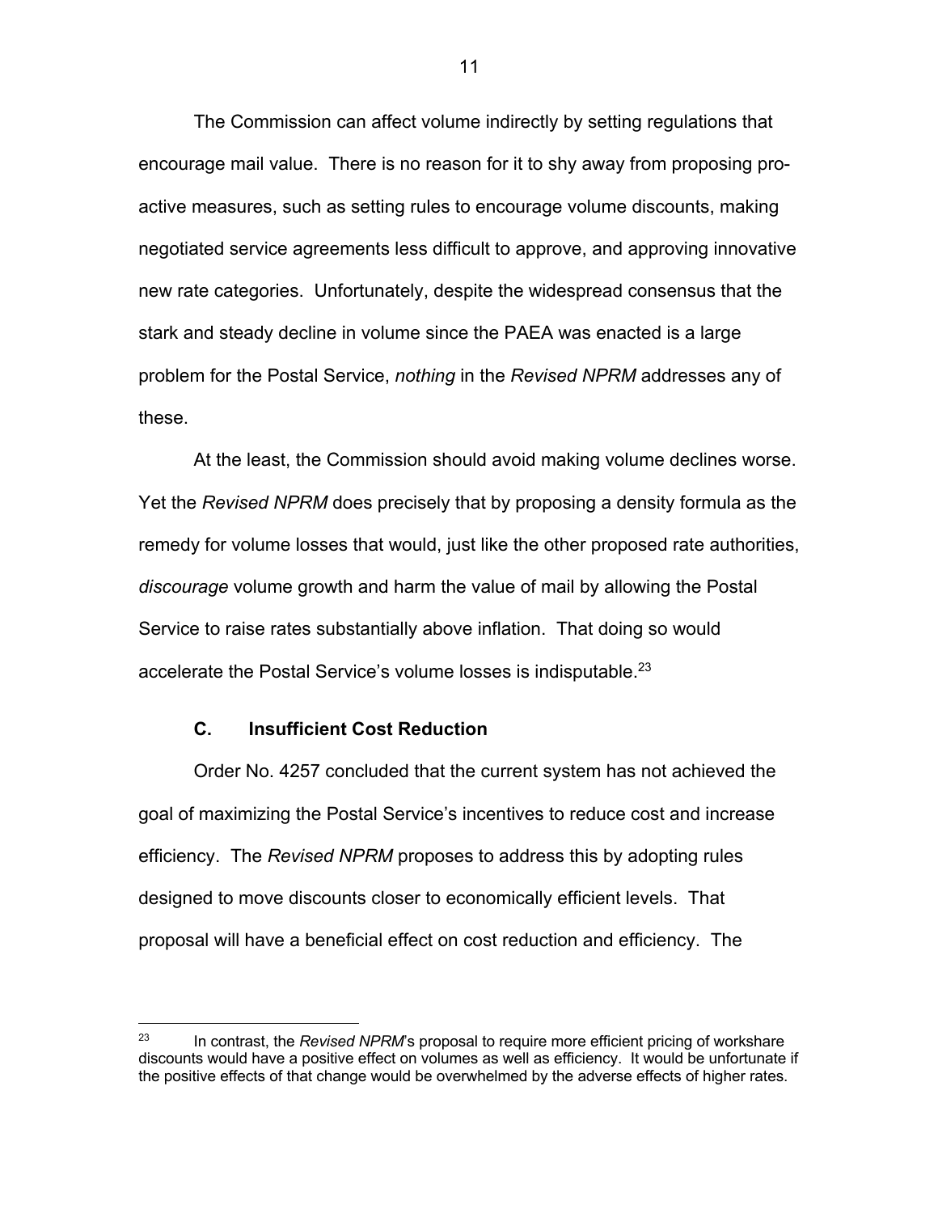The Commission can affect volume indirectly by setting regulations that encourage mail value. There is no reason for it to shy away from proposing pro-active measures, such as setting rules to encourage volume discounts, making negotiated service agreements less difficult to approve, and approving innovative new rate categories. Unfortunately, despite the widespread consensus that the stark and steady decline in volume since the PAEA was enacted is a large problem for the Postal Service, *nothing* in the *Revised NPRM* addresses any of these.

At the least, the Commission should avoid making volume declines worse. Yet the *Revised NPRM* does precisely that by proposing a density formula as the remedy for volume losses that would, just like the other proposed rate authorities, *discourage* volume growth and harm the value of mail by allowing the Postal Service to raise rates substantially above inflation. That doing so would accelerate the Postal Service's volume losses is indisputable.[23]

### C. Insufficient Cost Reduction

Order No. 4257 concluded that the current system has not achieved the goal of maximizing the Postal Service's incentives to reduce cost and increase efficiency. The *Revised NPRM* proposes to address this by adopting rules designed to move discounts closer to economically efficient levels. That proposal will have a beneficial effect on cost reduction and efficiency. The

---

[23] In contrast, the *Revised NPRM*'s proposal to require more efficient pricing of workshare discounts would have a positive effect on volumes as well as efficiency. It would be unfortunate if the positive effects of that change would be overwhelmed by the adverse effects of higher rates.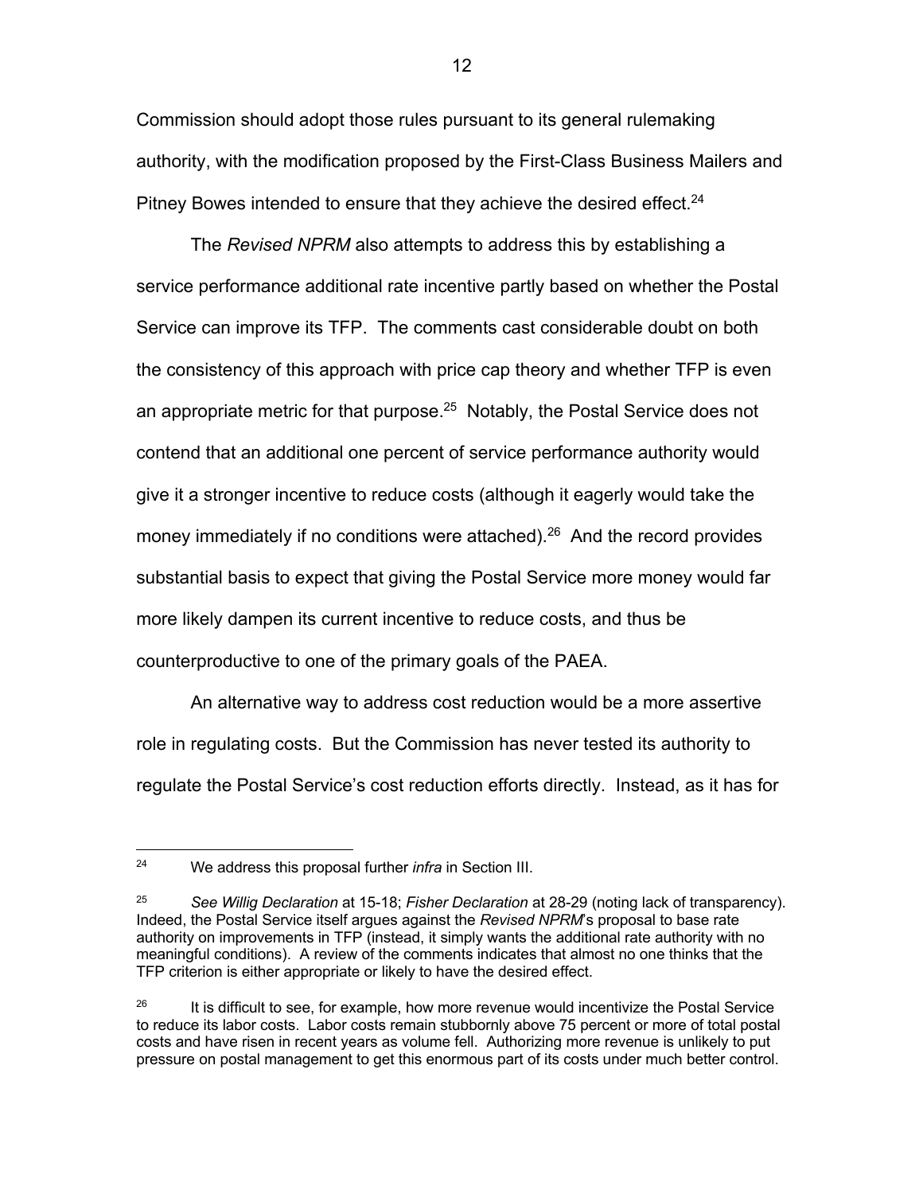Commission should adopt those rules pursuant to its general rulemaking authority, with the modification proposed by the First-Class Business Mailers and Pitney Bowes intended to ensure that they achieve the desired effect.[24]

The *Revised NPRM* also attempts to address this by establishing a service performance additional rate incentive partly based on whether the Postal Service can improve its TFP. The comments cast considerable doubt on both the consistency of this approach with price cap theory and whether TFP is even an appropriate metric for that purpose.[25] Notably, the Postal Service does not contend that an additional one percent of service performance authority would give it a stronger incentive to reduce costs (although it eagerly would take the money immediately if no conditions were attached).[26] And the record provides substantial basis to expect that giving the Postal Service more money would far more likely dampen its current incentive to reduce costs, and thus be counterproductive to one of the primary goals of the PAEA.

An alternative way to address cost reduction would be a more assertive role in regulating costs. But the Commission has never tested its authority to regulate the Postal Service's cost reduction efforts directly. Instead, as it has for

---

[24] We address this proposal further *infra* in Section III.

[25] *See Willig Declaration* at 15-18; *Fisher Declaration* at 28-29 (noting lack of transparency). Indeed, the Postal Service itself argues against the *Revised NPRM*'s proposal to base rate authority on improvements in TFP (instead, it simply wants the additional rate authority with no meaningful conditions). A review of the comments indicates that almost no one thinks that the TFP criterion is either appropriate or likely to have the desired effect.

[26] It is difficult to see, for example, how more revenue would incentivize the Postal Service to reduce its labor costs. Labor costs remain stubbornly above 75 percent or more of total postal costs and have risen in recent years as volume fell. Authorizing more revenue is unlikely to put pressure on postal management to get this enormous part of its costs under much better control.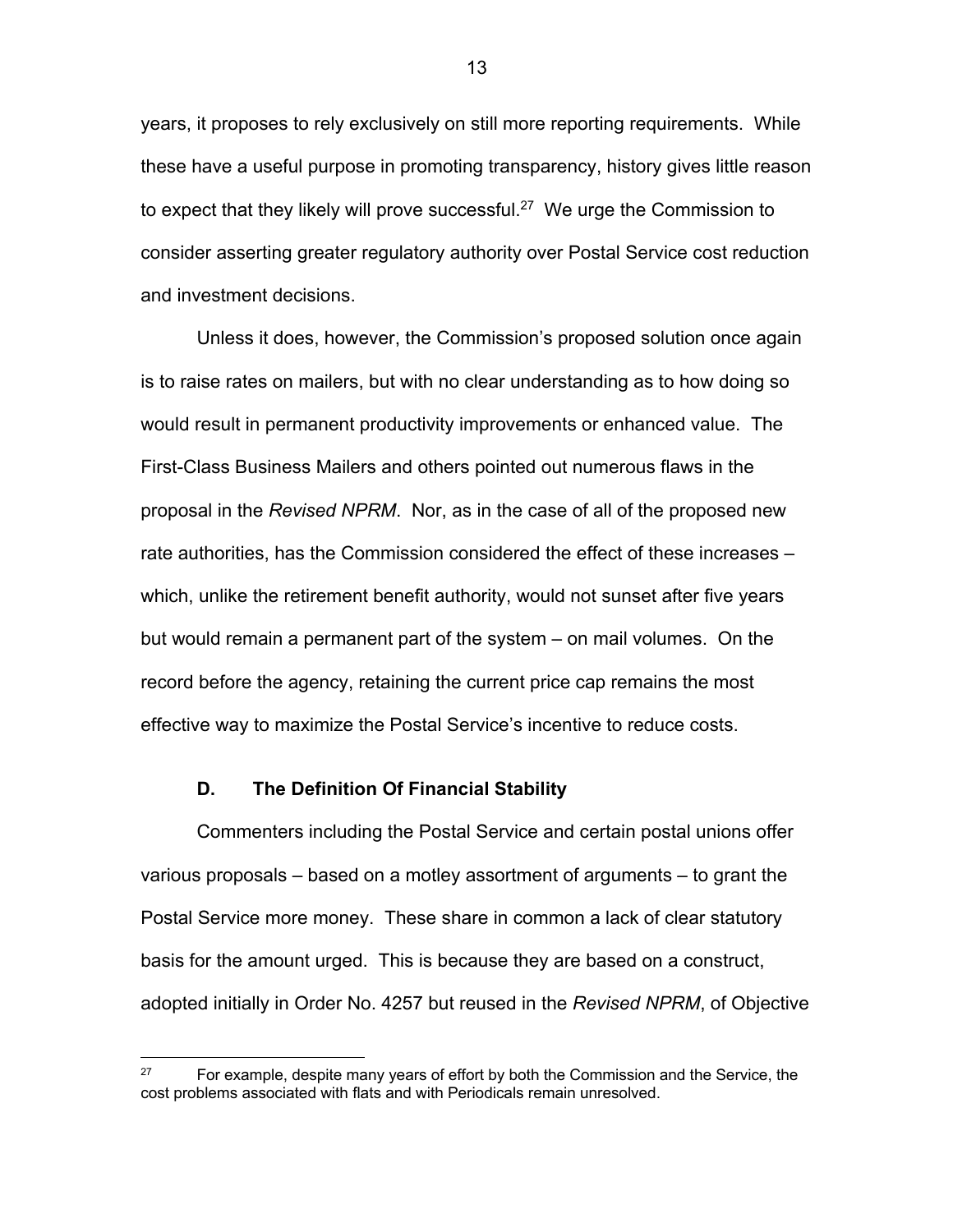years, it proposes to rely exclusively on still more reporting requirements. While these have a useful purpose in promoting transparency, history gives little reason to expect that they likely will prove successful.[27] We urge the Commission to consider asserting greater regulatory authority over Postal Service cost reduction and investment decisions.

Unless it does, however, the Commission's proposed solution once again is to raise rates on mailers, but with no clear understanding as to how doing so would result in permanent productivity improvements or enhanced value. The First-Class Business Mailers and others pointed out numerous flaws in the proposal in the *Revised NPRM*. Nor, as in the case of all of the proposed new rate authorities, has the Commission considered the effect of these increases – which, unlike the retirement benefit authority, would not sunset after five years but would remain a permanent part of the system – on mail volumes. On the record before the agency, retaining the current price cap remains the most effective way to maximize the Postal Service's incentive to reduce costs.

### D. The Definition Of Financial Stability

Commenters including the Postal Service and certain postal unions offer various proposals – based on a motley assortment of arguments – to grant the Postal Service more money. These share in common a lack of clear statutory basis for the amount urged. This is because they are based on a construct, adopted initially in Order No. 4257 but reused in the *Revised NPRM*, of Objective

---

[27] For example, despite many years of effort by both the Commission and the Service, the cost problems associated with flats and with Periodicals remain unresolved.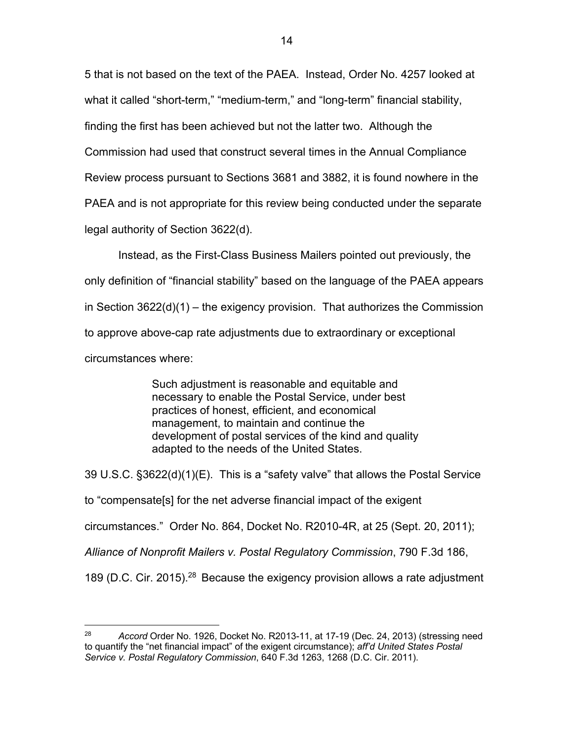5 that is not based on the text of the PAEA. Instead, Order No. 4257 looked at what it called "short-term," "medium-term," and "long-term" financial stability, finding the first has been achieved but not the latter two. Although the Commission had used that construct several times in the Annual Compliance Review process pursuant to Sections 3681 and 3882, it is found nowhere in the PAEA and is not appropriate for this review being conducted under the separate legal authority of Section 3622(d).

Instead, as the First-Class Business Mailers pointed out previously, the only definition of "financial stability" based on the language of the PAEA appears in Section 3622(d)(1) – the exigency provision. That authorizes the Commission to approve above-cap rate adjustments due to extraordinary or exceptional circumstances where:

> Such adjustment is reasonable and equitable and necessary to enable the Postal Service, under best practices of honest, efficient, and economical management, to maintain and continue the development of postal services of the kind and quality adapted to the needs of the United States.

39 U.S.C. §3622(d)(1)(E). This is a "safety valve" that allows the Postal Service to "compensate[s] for the net adverse financial impact of the exigent circumstances." Order No. 864, Docket No. R2010-4R, at 25 (Sept. 20, 2011); *Alliance of Nonprofit Mailers v. Postal Regulatory Commission*, 790 F.3d 186, 189 (D.C. Cir. 2015).[28] Because the exigency provision allows a rate adjustment

---

[28] *Accord* Order No. 1926, Docket No. R2013-11, at 17-19 (Dec. 24, 2013) (stressing need to quantify the "net financial impact" of the exigent circumstance); *aff'd United States Postal Service v. Postal Regulatory Commission*, 640 F.3d 1263, 1268 (D.C. Cir. 2011).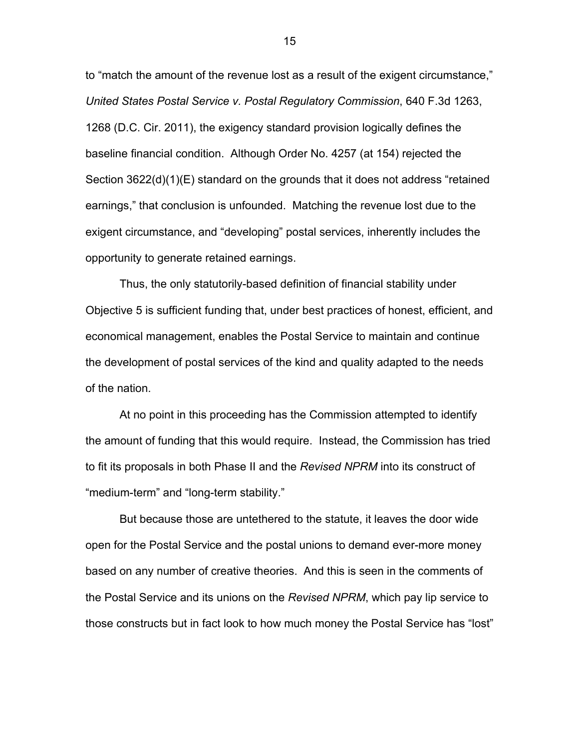to "match the amount of the revenue lost as a result of the exigent circumstance," *United States Postal Service v. Postal Regulatory Commission*, 640 F.3d 1263, 1268 (D.C. Cir. 2011), the exigency standard provision logically defines the baseline financial condition. Although Order No. 4257 (at 154) rejected the Section 3622(d)(1)(E) standard on the grounds that it does not address "retained earnings," that conclusion is unfounded. Matching the revenue lost due to the exigent circumstance, and "developing" postal services, inherently includes the opportunity to generate retained earnings.

Thus, the only statutorily-based definition of financial stability under Objective 5 is sufficient funding that, under best practices of honest, efficient, and economical management, enables the Postal Service to maintain and continue the development of postal services of the kind and quality adapted to the needs of the nation.

At no point in this proceeding has the Commission attempted to identify the amount of funding that this would require. Instead, the Commission has tried to fit its proposals in both Phase II and the *Revised NPRM* into its construct of "medium-term" and "long-term stability."

But because those are untethered to the statute, it leaves the door wide open for the Postal Service and the postal unions to demand ever-more money based on any number of creative theories. And this is seen in the comments of the Postal Service and its unions on the *Revised NPRM*, which pay lip service to those constructs but in fact look to how much money the Postal Service has "lost"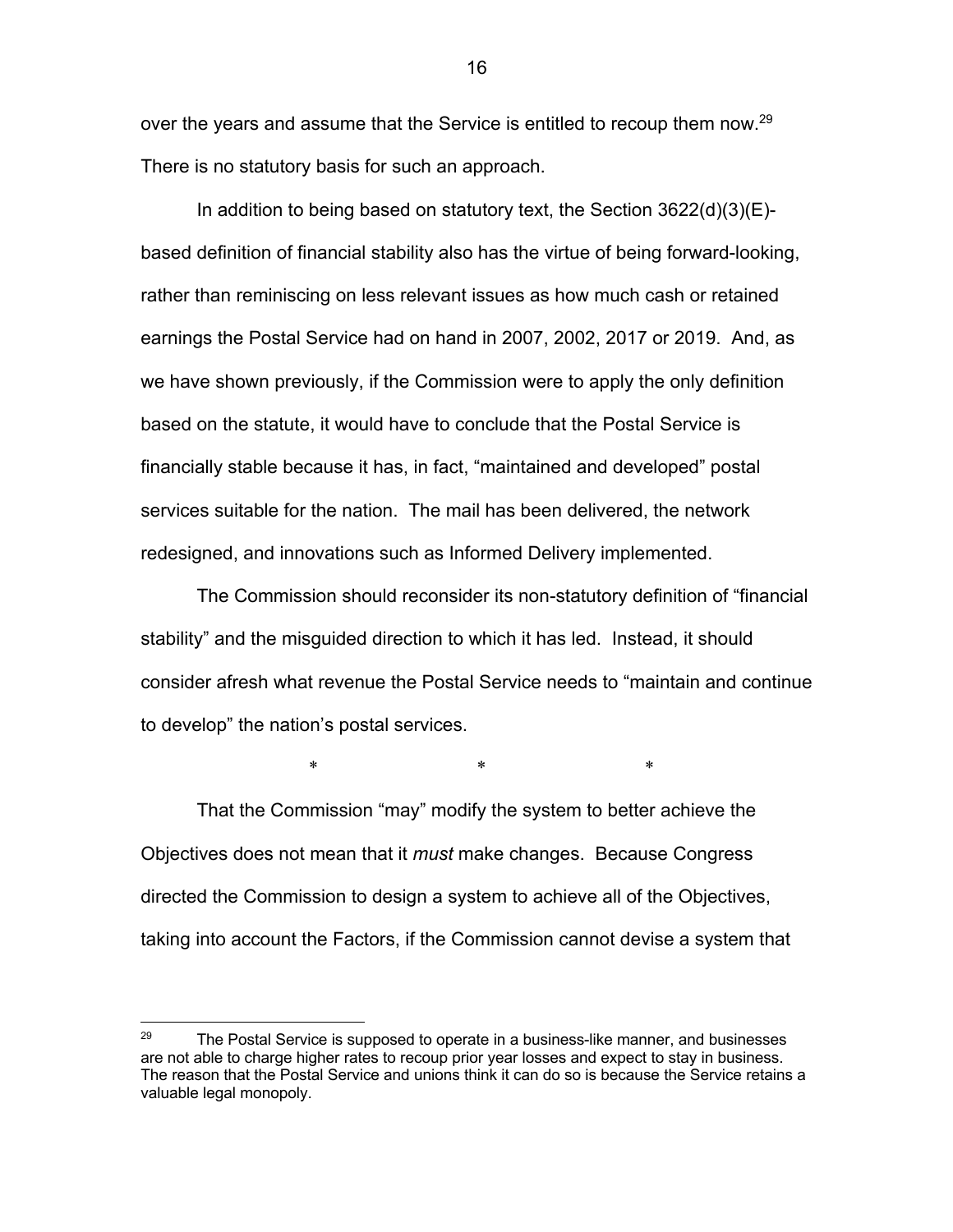over the years and assume that the Service is entitled to recoup them now.[29] There is no statutory basis for such an approach.

In addition to being based on statutory text, the Section 3622(d)(3)(E)-based definition of financial stability also has the virtue of being forward-looking, rather than reminiscing on less relevant issues as how much cash or retained earnings the Postal Service had on hand in 2007, 2002, 2017 or 2019. And, as we have shown previously, if the Commission were to apply the only definition based on the statute, it would have to conclude that the Postal Service is financially stable because it has, in fact, "maintained and developed" postal services suitable for the nation. The mail has been delivered, the network redesigned, and innovations such as Informed Delivery implemented.

The Commission should reconsider its non-statutory definition of "financial stability" and the misguided direction to which it has led. Instead, it should consider afresh what revenue the Postal Service needs to "maintain and continue to develop" the nation's postal services.

\* \* \*

That the Commission "may" modify the system to better achieve the Objectives does not mean that it *must* make changes. Because Congress directed the Commission to design a system to achieve all of the Objectives, taking into account the Factors, if the Commission cannot devise a system that

---

[29] The Postal Service is supposed to operate in a business-like manner, and businesses are not able to charge higher rates to recoup prior year losses and expect to stay in business. The reason that the Postal Service and unions think it can do so is because the Service retains a valuable legal monopoly.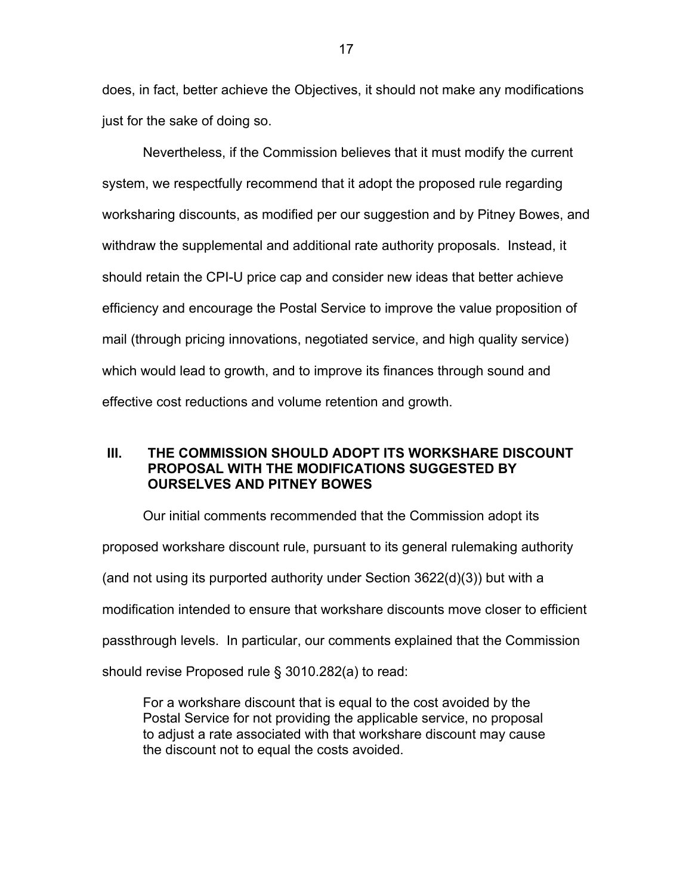does, in fact, better achieve the Objectives, it should not make any modifications just for the sake of doing so.

Nevertheless, if the Commission believes that it must modify the current system, we respectfully recommend that it adopt the proposed rule regarding worksharing discounts, as modified per our suggestion and by Pitney Bowes, and withdraw the supplemental and additional rate authority proposals. Instead, it should retain the CPI-U price cap and consider new ideas that better achieve efficiency and encourage the Postal Service to improve the value proposition of mail (through pricing innovations, negotiated service, and high quality service) which would lead to growth, and to improve its finances through sound and effective cost reductions and volume retention and growth.

## III. THE COMMISSION SHOULD ADOPT ITS WORKSHARE DISCOUNT PROPOSAL WITH THE MODIFICATIONS SUGGESTED BY OURSELVES AND PITNEY BOWES

Our initial comments recommended that the Commission adopt its proposed workshare discount rule, pursuant to its general rulemaking authority (and not using its purported authority under Section 3622(d)(3)) but with a modification intended to ensure that workshare discounts move closer to efficient passthrough levels. In particular, our comments explained that the Commission should revise Proposed rule § 3010.282(a) to read:

> For a workshare discount that is equal to the cost avoided by the Postal Service for not providing the applicable service, no proposal to adjust a rate associated with that workshare discount may cause the discount not to equal the costs avoided.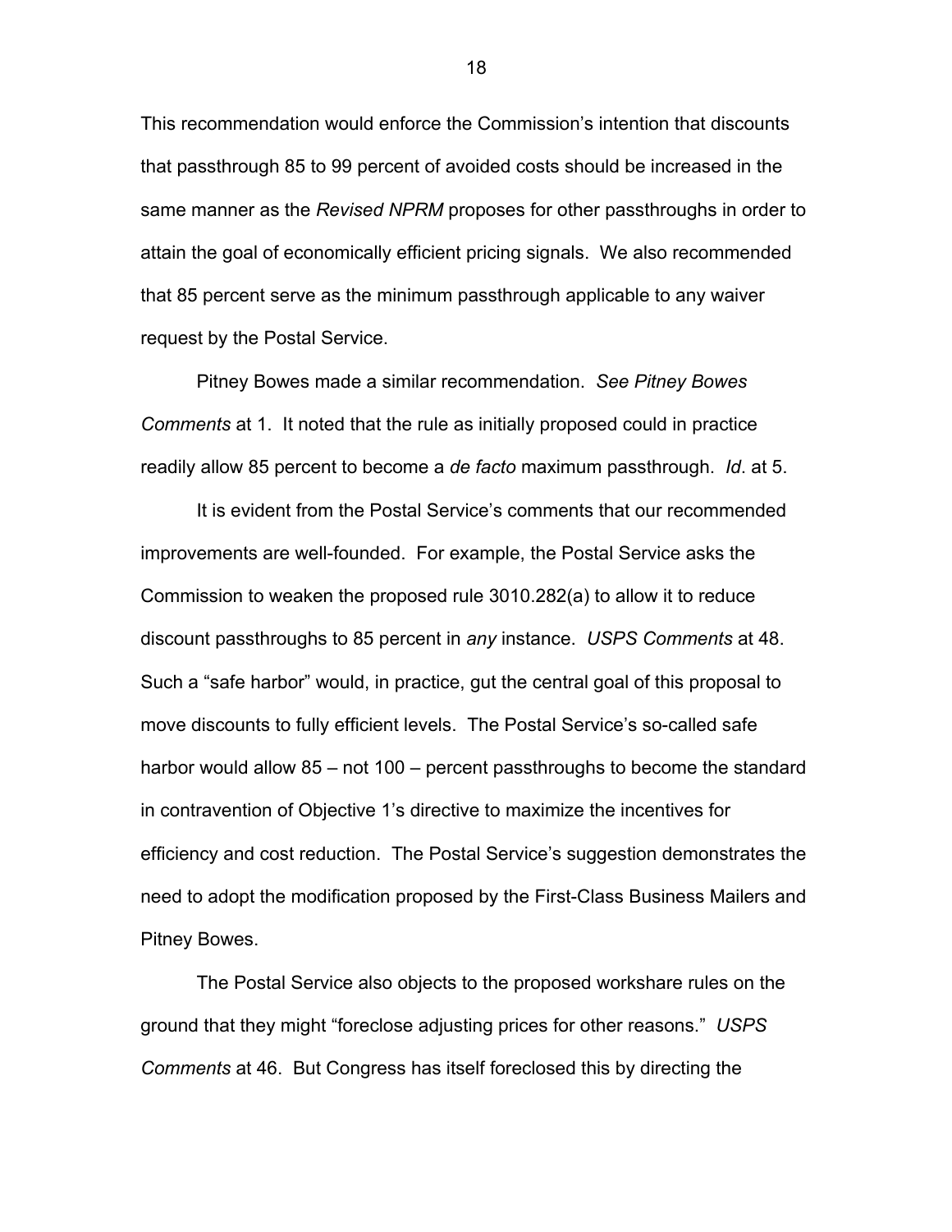This recommendation would enforce the Commission's intention that discounts that passthrough 85 to 99 percent of avoided costs should be increased in the same manner as the *Revised NPRM* proposes for other passthroughs in order to attain the goal of economically efficient pricing signals. We also recommended that 85 percent serve as the minimum passthrough applicable to any waiver request by the Postal Service.

Pitney Bowes made a similar recommendation. *See Pitney Bowes Comments* at 1. It noted that the rule as initially proposed could in practice readily allow 85 percent to become a *de facto* maximum passthrough. *Id*. at 5.

It is evident from the Postal Service's comments that our recommended improvements are well-founded. For example, the Postal Service asks the Commission to weaken the proposed rule 3010.282(a) to allow it to reduce discount passthroughs to 85 percent in *any* instance. *USPS Comments* at 48. Such a "safe harbor" would, in practice, gut the central goal of this proposal to move discounts to fully efficient levels. The Postal Service's so-called safe harbor would allow 85 – not 100 – percent passthroughs to become the standard in contravention of Objective 1's directive to maximize the incentives for efficiency and cost reduction. The Postal Service's suggestion demonstrates the need to adopt the modification proposed by the First-Class Business Mailers and Pitney Bowes.

The Postal Service also objects to the proposed workshare rules on the ground that they might "foreclose adjusting prices for other reasons." *USPS Comments* at 46. But Congress has itself foreclosed this by directing the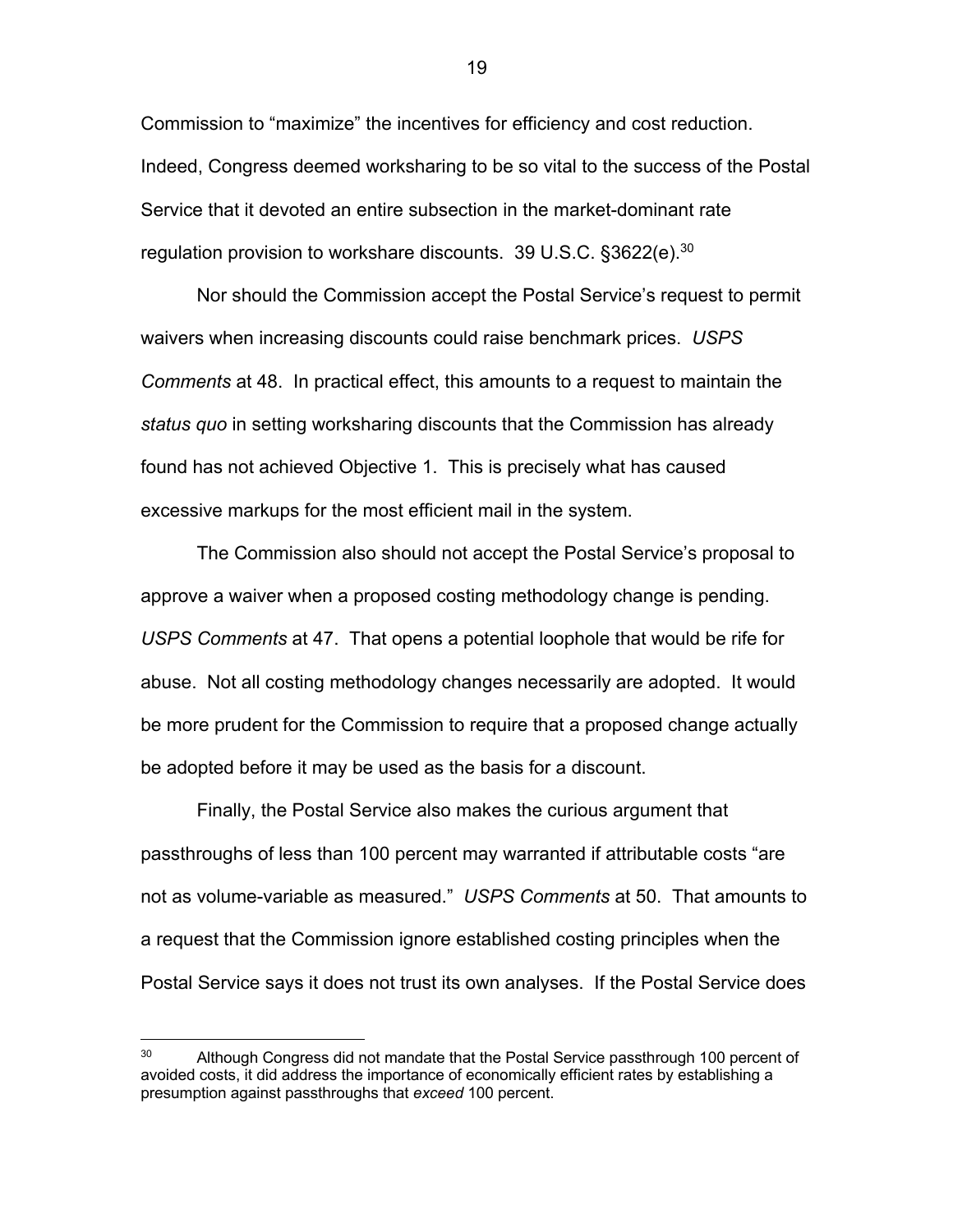Commission to "maximize" the incentives for efficiency and cost reduction. Indeed, Congress deemed worksharing to be so vital to the success of the Postal Service that it devoted an entire subsection in the market-dominant rate regulation provision to workshare discounts. 39 U.S.C. §3622(e).[30]

Nor should the Commission accept the Postal Service's request to permit waivers when increasing discounts could raise benchmark prices. *USPS Comments* at 48. In practical effect, this amounts to a request to maintain the *status quo* in setting worksharing discounts that the Commission has already found has not achieved Objective 1. This is precisely what has caused excessive markups for the most efficient mail in the system.

The Commission also should not accept the Postal Service's proposal to approve a waiver when a proposed costing methodology change is pending. *USPS Comments* at 47. That opens a potential loophole that would be rife for abuse. Not all costing methodology changes necessarily are adopted. It would be more prudent for the Commission to require that a proposed change actually be adopted before it may be used as the basis for a discount.

Finally, the Postal Service also makes the curious argument that passthroughs of less than 100 percent may warranted if attributable costs "are not as volume-variable as measured." *USPS Comments* at 50. That amounts to a request that the Commission ignore established costing principles when the Postal Service says it does not trust its own analyses. If the Postal Service does

---

[30] Although Congress did not mandate that the Postal Service passthrough 100 percent of avoided costs, it did address the importance of economically efficient rates by establishing a presumption against passthroughs that *exceed* 100 percent.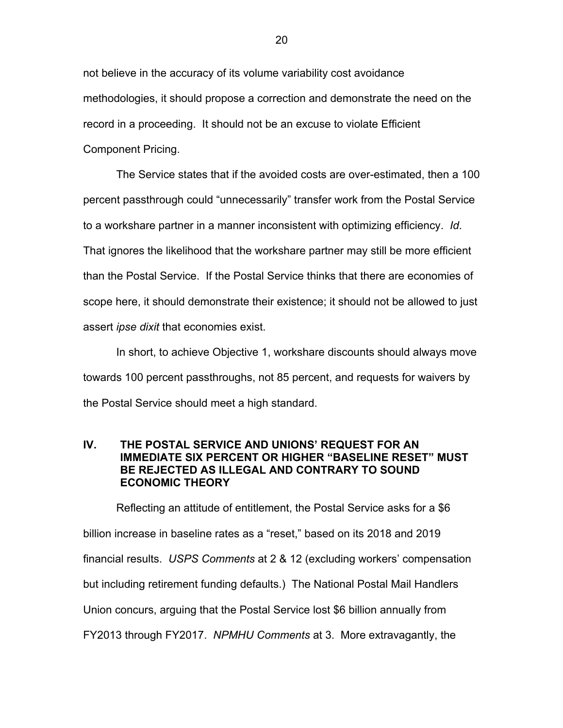not believe in the accuracy of its volume variability cost avoidance methodologies, it should propose a correction and demonstrate the need on the record in a proceeding. It should not be an excuse to violate Efficient Component Pricing.

The Service states that if the avoided costs are over-estimated, then a 100 percent passthrough could "unnecessarily" transfer work from the Postal Service to a workshare partner in a manner inconsistent with optimizing efficiency. *Id*. That ignores the likelihood that the workshare partner may still be more efficient than the Postal Service. If the Postal Service thinks that there are economies of scope here, it should demonstrate their existence; it should not be allowed to just assert *ipse dixit* that economies exist.

In short, to achieve Objective 1, workshare discounts should always move towards 100 percent passthroughs, not 85 percent, and requests for waivers by the Postal Service should meet a high standard.

## IV. THE POSTAL SERVICE AND UNIONS' REQUEST FOR AN IMMEDIATE SIX PERCENT OR HIGHER "BASELINE RESET" MUST BE REJECTED AS ILLEGAL AND CONTRARY TO SOUND ECONOMIC THEORY

Reflecting an attitude of entitlement, the Postal Service asks for a $6 billion increase in baseline rates as a "reset," based on its 2018 and 2019 financial results. *USPS Comments* at 2 & 12 (excluding workers' compensation but including retirement funding defaults.) The National Postal Mail Handlers Union concurs, arguing that the Postal Service lost $6 billion annually from FY2013 through FY2017. *NPMHU Comments* at 3. More extravagantly, the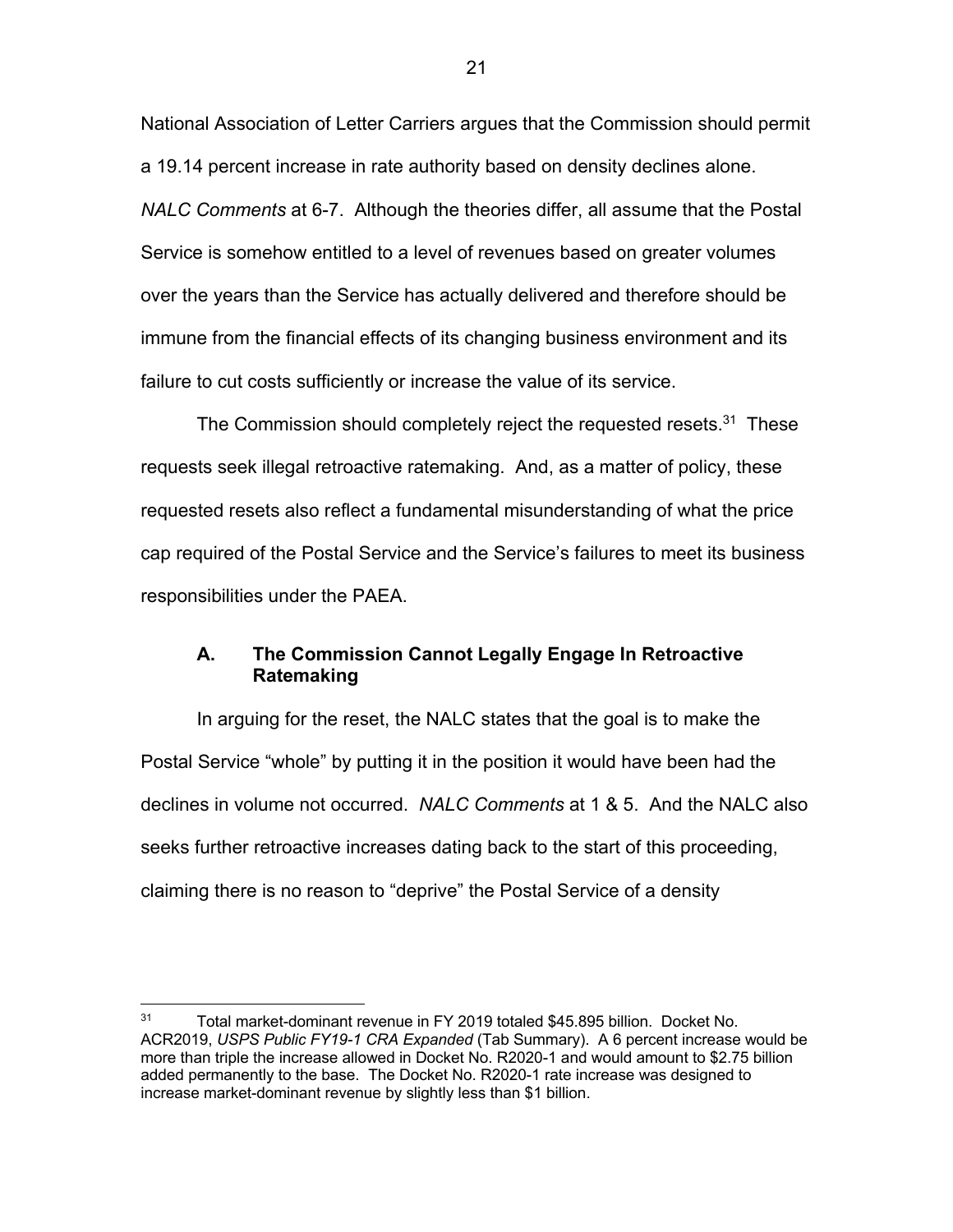National Association of Letter Carriers argues that the Commission should permit a 19.14 percent increase in rate authority based on density declines alone. *NALC Comments* at 6-7. Although the theories differ, all assume that the Postal Service is somehow entitled to a level of revenues based on greater volumes over the years than the Service has actually delivered and therefore should be immune from the financial effects of its changing business environment and its failure to cut costs sufficiently or increase the value of its service.

The Commission should completely reject the requested resets.[31] These requests seek illegal retroactive ratemaking. And, as a matter of policy, these requested resets also reflect a fundamental misunderstanding of what the price cap required of the Postal Service and the Service's failures to meet its business responsibilities under the PAEA.

### A. The Commission Cannot Legally Engage In Retroactive Ratemaking

In arguing for the reset, the NALC states that the goal is to make the Postal Service "whole" by putting it in the position it would have been had the declines in volume not occurred. *NALC Comments* at 1 & 5. And the NALC also seeks further retroactive increases dating back to the start of this proceeding, claiming there is no reason to "deprive" the Postal Service of a density

---

[31] Total market-dominant revenue in FY 2019 totaled $45.895 billion. Docket No. ACR2019, *USPS Public FY19-1 CRA Expanded* (Tab Summary). A 6 percent increase would be more than triple the increase allowed in Docket No. R2020-1 and would amount to $2.75 billion added permanently to the base. The Docket No. R2020-1 rate increase was designed to increase market-dominant revenue by slightly less than $1 billion.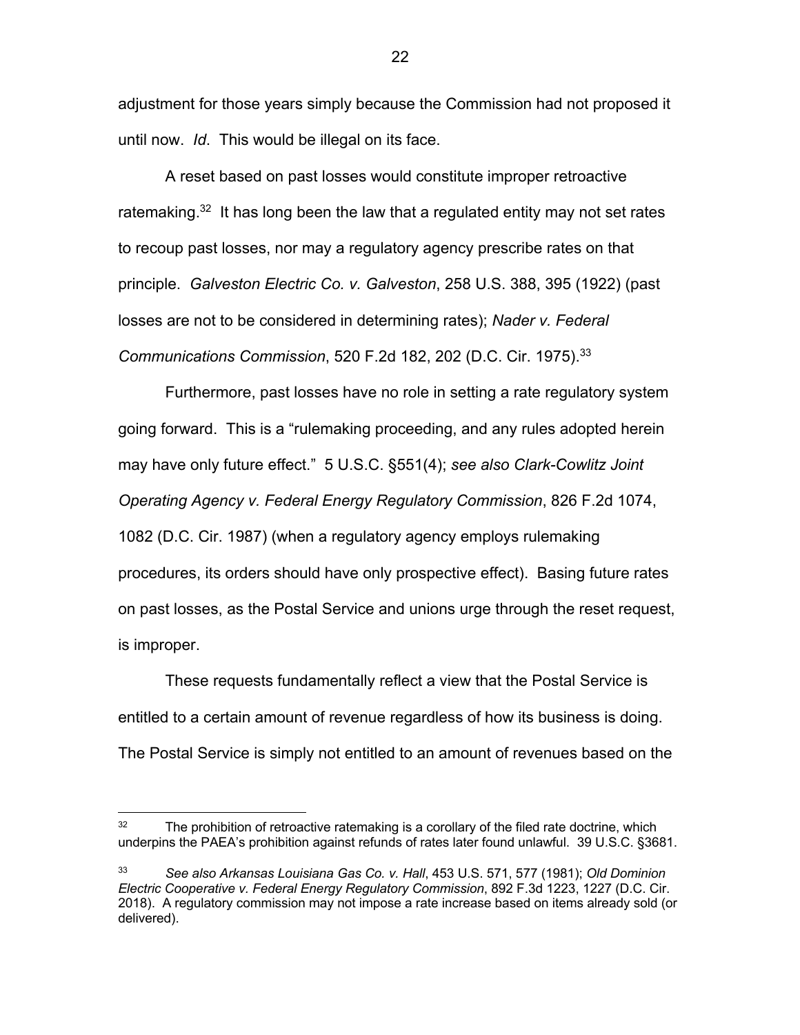adjustment for those years simply because the Commission had not proposed it until now. *Id*. This would be illegal on its face.

A reset based on past losses would constitute improper retroactive ratemaking.[32] It has long been the law that a regulated entity may not set rates to recoup past losses, nor may a regulatory agency prescribe rates on that principle. *Galveston Electric Co. v. Galveston*, 258 U.S. 388, 395 (1922) (past losses are not to be considered in determining rates); *Nader v. Federal Communications Commission*, 520 F.2d 182, 202 (D.C. Cir. 1975).[33]

Furthermore, past losses have no role in setting a rate regulatory system going forward. This is a "rulemaking proceeding, and any rules adopted herein may have only future effect." 5 U.S.C. §551(4); *see also Clark-Cowlitz Joint Operating Agency v. Federal Energy Regulatory Commission*, 826 F.2d 1074, 1082 (D.C. Cir. 1987) (when a regulatory agency employs rulemaking procedures, its orders should have only prospective effect). Basing future rates on past losses, as the Postal Service and unions urge through the reset request, is improper.

These requests fundamentally reflect a view that the Postal Service is entitled to a certain amount of revenue regardless of how its business is doing. The Postal Service is simply not entitled to an amount of revenues based on the

---

[32] The prohibition of retroactive ratemaking is a corollary of the filed rate doctrine, which underpins the PAEA's prohibition against refunds of rates later found unlawful. 39 U.S.C. §3681.

[33] *See also Arkansas Louisiana Gas Co. v. Hall*, 453 U.S. 571, 577 (1981); *Old Dominion Electric Cooperative v. Federal Energy Regulatory Commission*, 892 F.3d 1223, 1227 (D.C. Cir. 2018). A regulatory commission may not impose a rate increase based on items already sold (or delivered).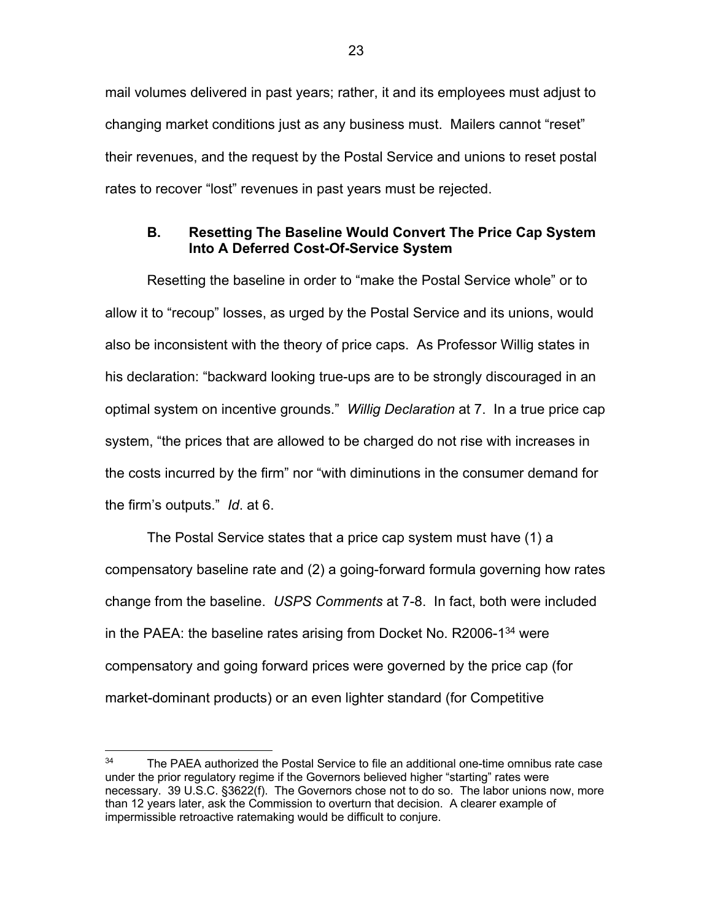mail volumes delivered in past years; rather, it and its employees must adjust to changing market conditions just as any business must. Mailers cannot "reset" their revenues, and the request by the Postal Service and unions to reset postal rates to recover "lost" revenues in past years must be rejected.

### B. Resetting The Baseline Would Convert The Price Cap System Into A Deferred Cost-Of-Service System

Resetting the baseline in order to "make the Postal Service whole" or to allow it to "recoup" losses, as urged by the Postal Service and its unions, would also be inconsistent with the theory of price caps. As Professor Willig states in his declaration: "backward looking true-ups are to be strongly discouraged in an optimal system on incentive grounds." *Willig Declaration* at 7. In a true price cap system, "the prices that are allowed to be charged do not rise with increases in the costs incurred by the firm" nor "with diminutions in the consumer demand for the firm's outputs." *Id*. at 6.

The Postal Service states that a price cap system must have (1) a compensatory baseline rate and (2) a going-forward formula governing how rates change from the baseline. *USPS Comments* at 7-8. In fact, both were included in the PAEA: the baseline rates arising from Docket No. R2006-1[34] were compensatory and going forward prices were governed by the price cap (for market-dominant products) or an even lighter standard (for Competitive

[34] The PAEA authorized the Postal Service to file an additional one-time omnibus rate case under the prior regulatory regime if the Governors believed higher "starting" rates were necessary. 39 U.S.C. §3622(f). The Governors chose not to do so. The labor unions now, more than 12 years later, ask the Commission to overturn that decision. A clearer example of impermissible retroactive ratemaking would be difficult to conjure.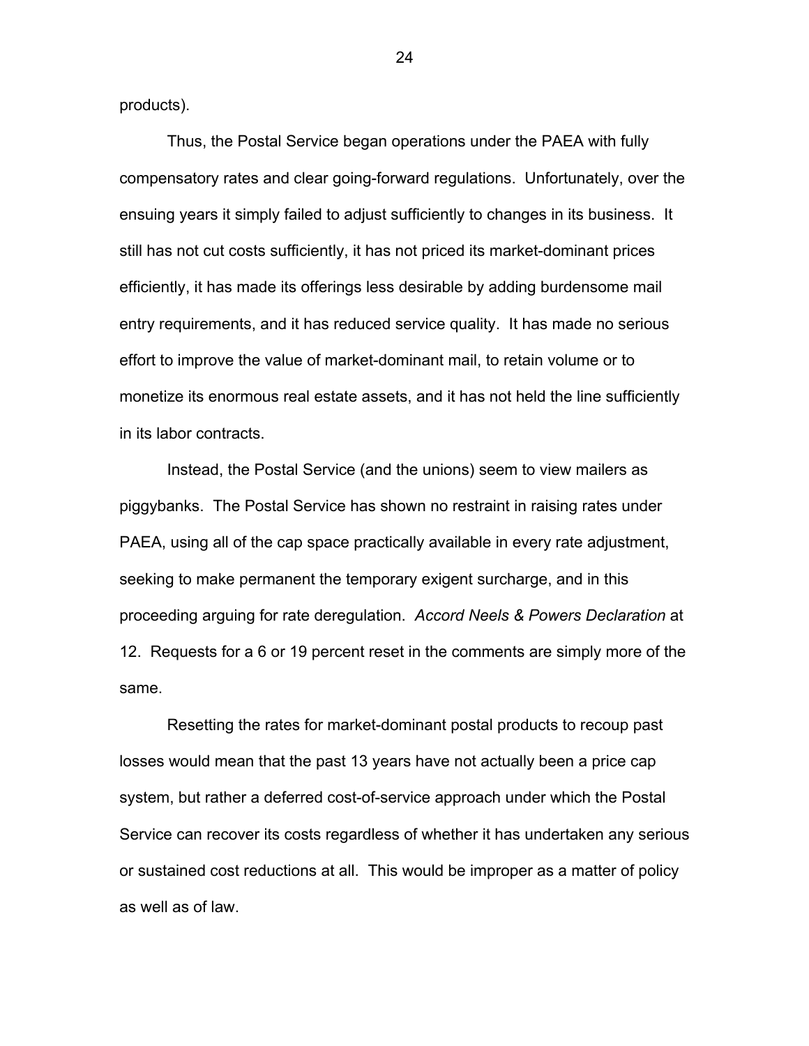products).

Thus, the Postal Service began operations under the PAEA with fully compensatory rates and clear going-forward regulations. Unfortunately, over the ensuing years it simply failed to adjust sufficiently to changes in its business. It still has not cut costs sufficiently, it has not priced its market-dominant prices efficiently, it has made its offerings less desirable by adding burdensome mail entry requirements, and it has reduced service quality. It has made no serious effort to improve the value of market-dominant mail, to retain volume or to monetize its enormous real estate assets, and it has not held the line sufficiently in its labor contracts.

Instead, the Postal Service (and the unions) seem to view mailers as piggybanks. The Postal Service has shown no restraint in raising rates under PAEA, using all of the cap space practically available in every rate adjustment, seeking to make permanent the temporary exigent surcharge, and in this proceeding arguing for rate deregulation. *Accord Neels & Powers Declaration* at 12. Requests for a 6 or 19 percent reset in the comments are simply more of the same.

Resetting the rates for market-dominant postal products to recoup past losses would mean that the past 13 years have not actually been a price cap system, but rather a deferred cost-of-service approach under which the Postal Service can recover its costs regardless of whether it has undertaken any serious or sustained cost reductions at all. This would be improper as a matter of policy as well as of law.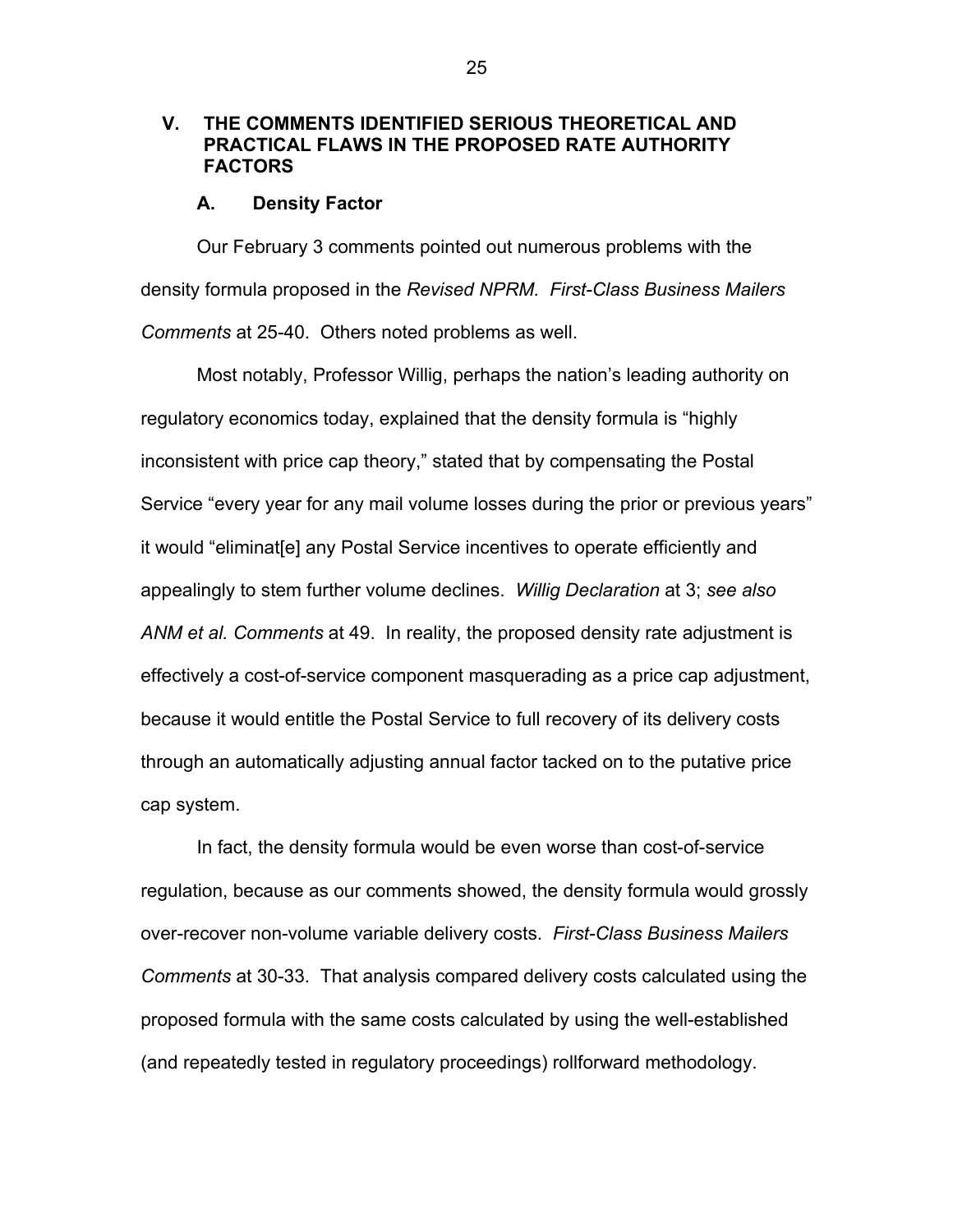## V. THE COMMENTS IDENTIFIED SERIOUS THEORETICAL AND PRACTICAL FLAWS IN THE PROPOSED RATE AUTHORITY FACTORS

### A. Density Factor

Our February 3 comments pointed out numerous problems with the density formula proposed in the *Revised NPRM*. *First-Class Business Mailers Comments* at 25-40. Others noted problems as well.

Most notably, Professor Willig, perhaps the nation's leading authority on regulatory economics today, explained that the density formula is "highly inconsistent with price cap theory," stated that by compensating the Postal Service "every year for any mail volume losses during the prior or previous years" it would "eliminat[e] any Postal Service incentives to operate efficiently and appealingly to stem further volume declines. *Willig Declaration* at 3; *see also ANM et al. Comments* at 49. In reality, the proposed density rate adjustment is effectively a cost-of-service component masquerading as a price cap adjustment, because it would entitle the Postal Service to full recovery of its delivery costs through an automatically adjusting annual factor tacked on to the putative price cap system.

In fact, the density formula would be even worse than cost-of-service regulation, because as our comments showed, the density formula would grossly over-recover non-volume variable delivery costs. *First-Class Business Mailers Comments* at 30-33. That analysis compared delivery costs calculated using the proposed formula with the same costs calculated by using the well-established (and repeatedly tested in regulatory proceedings) rollforward methodology.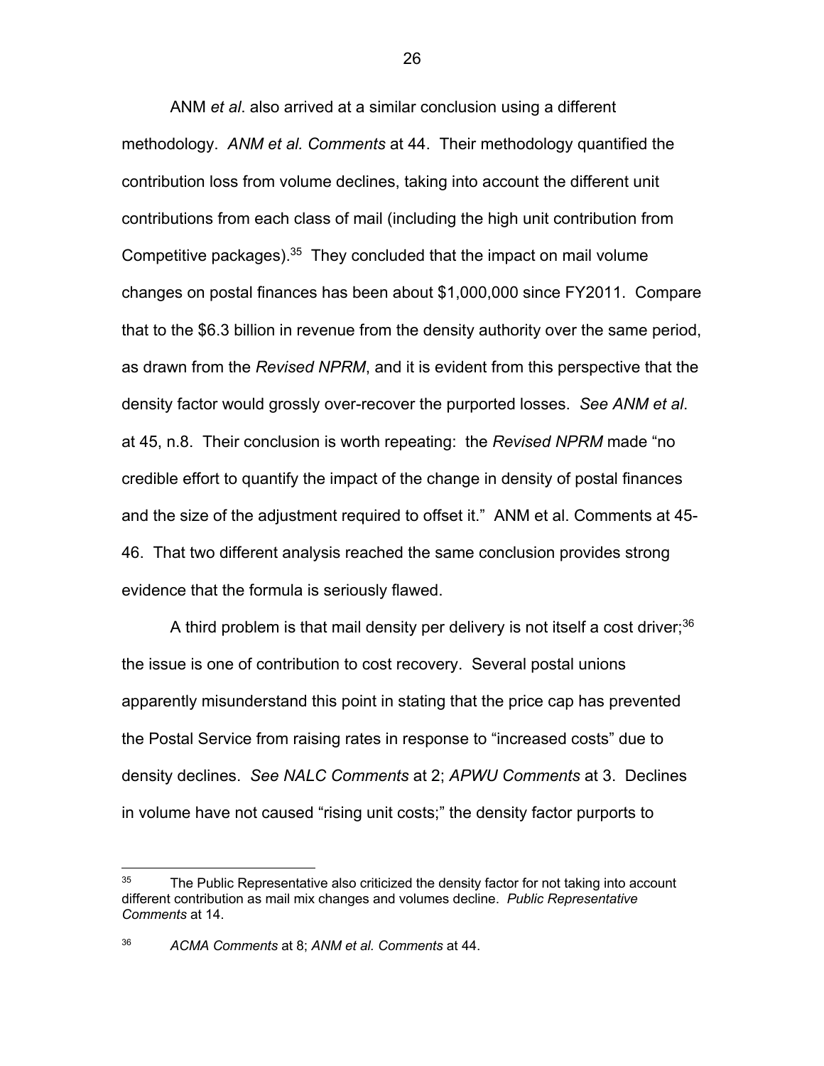ANM *et al*. also arrived at a similar conclusion using a different methodology. *ANM et al. Comments* at 44. Their methodology quantified the contribution loss from volume declines, taking into account the different unit contributions from each class of mail (including the high unit contribution from Competitive packages).[35] They concluded that the impact on mail volume changes on postal finances has been about $1,000,000 since FY2011. Compare that to the $6.3 billion in revenue from the density authority over the same period, as drawn from the *Revised NPRM*, and it is evident from this perspective that the density factor would grossly over-recover the purported losses. *See ANM et al*. at 45, n.8. Their conclusion is worth repeating: the *Revised NPRM* made "no credible effort to quantify the impact of the change in density of postal finances and the size of the adjustment required to offset it." ANM et al. Comments at 45-46. That two different analysis reached the same conclusion provides strong evidence that the formula is seriously flawed.

A third problem is that mail density per delivery is not itself a cost driver;[36] the issue is one of contribution to cost recovery. Several postal unions apparently misunderstand this point in stating that the price cap has prevented the Postal Service from raising rates in response to "increased costs" due to density declines. *See NALC Comments* at 2; *APWU Comments* at 3. Declines in volume have not caused "rising unit costs;" the density factor purports to

---

[35] The Public Representative also criticized the density factor for not taking into account different contribution as mail mix changes and volumes decline. *Public Representative Comments* at 14.

[36] *ACMA Comments* at 8; *ANM et al. Comments* at 44.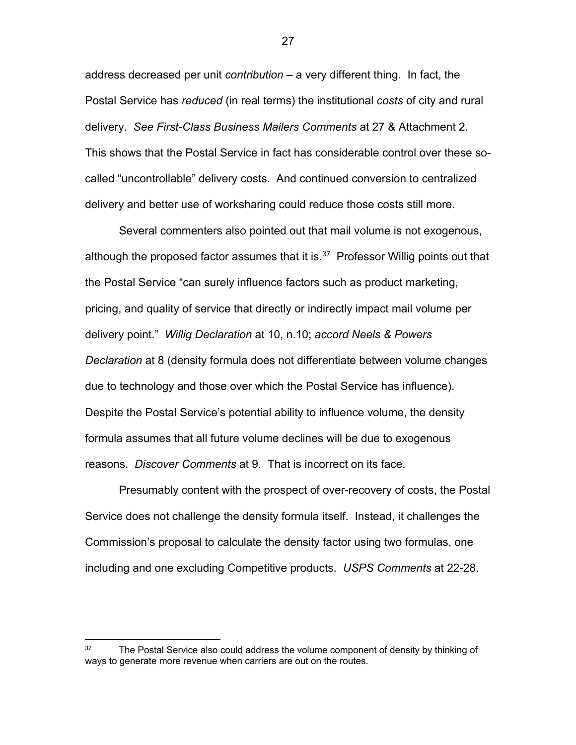address decreased per unit *contribution* – a very different thing. In fact, the Postal Service has *reduced* (in real terms) the institutional *costs* of city and rural delivery. *See First-Class Business Mailers Comments* at 27 & Attachment 2. This shows that the Postal Service in fact has considerable control over these so-called "uncontrollable" delivery costs. And continued conversion to centralized delivery and better use of worksharing could reduce those costs still more.

Several commenters also pointed out that mail volume is not exogenous, although the proposed factor assumes that it is.[37] Professor Willig points out that the Postal Service "can surely influence factors such as product marketing, pricing, and quality of service that directly or indirectly impact mail volume per delivery point." *Willig Declaration* at 10, n.10; *accord Neels & Powers Declaration* at 8 (density formula does not differentiate between volume changes due to technology and those over which the Postal Service has influence). Despite the Postal Service's potential ability to influence volume, the density formula assumes that all future volume declines will be due to exogenous reasons. *Discover Comments* at 9. That is incorrect on its face.

Presumably content with the prospect of over-recovery of costs, the Postal Service does not challenge the density formula itself. Instead, it challenges the Commission's proposal to calculate the density factor using two formulas, one including and one excluding Competitive products. *USPS Comments* at 22-28.

---

[37] The Postal Service also could address the volume component of density by thinking of ways to generate more revenue when carriers are out on the routes.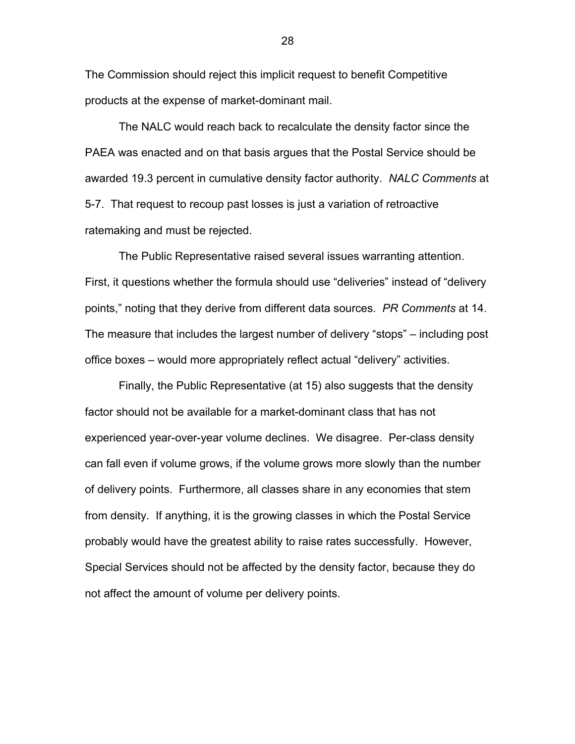The Commission should reject this implicit request to benefit Competitive products at the expense of market-dominant mail.

The NALC would reach back to recalculate the density factor since the PAEA was enacted and on that basis argues that the Postal Service should be awarded 19.3 percent in cumulative density factor authority. *NALC Comments* at 5-7. That request to recoup past losses is just a variation of retroactive ratemaking and must be rejected.

The Public Representative raised several issues warranting attention. First, it questions whether the formula should use "deliveries" instead of "delivery points," noting that they derive from different data sources. *PR Comments* at 14. The measure that includes the largest number of delivery "stops" – including post office boxes – would more appropriately reflect actual "delivery" activities.

Finally, the Public Representative (at 15) also suggests that the density factor should not be available for a market-dominant class that has not experienced year-over-year volume declines. We disagree. Per-class density can fall even if volume grows, if the volume grows more slowly than the number of delivery points. Furthermore, all classes share in any economies that stem from density. If anything, it is the growing classes in which the Postal Service probably would have the greatest ability to raise rates successfully. However, Special Services should not be affected by the density factor, because they do not affect the amount of volume per delivery points.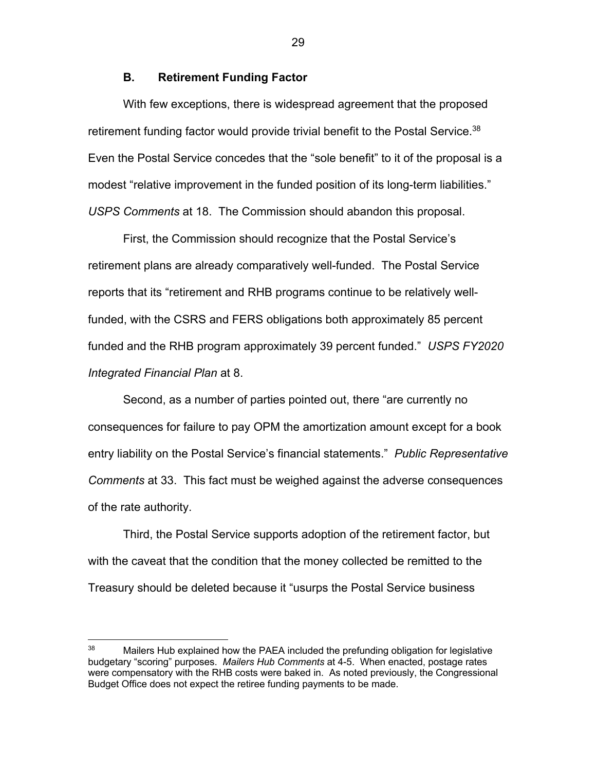### B. Retirement Funding Factor

With few exceptions, there is widespread agreement that the proposed retirement funding factor would provide trivial benefit to the Postal Service.[38] Even the Postal Service concedes that the "sole benefit" to it of the proposal is a modest "relative improvement in the funded position of its long-term liabilities." *USPS Comments* at 18. The Commission should abandon this proposal.

First, the Commission should recognize that the Postal Service's retirement plans are already comparatively well-funded. The Postal Service reports that its "retirement and RHB programs continue to be relatively well-funded, with the CSRS and FERS obligations both approximately 85 percent funded and the RHB program approximately 39 percent funded." *USPS FY2020 Integrated Financial Plan* at 8.

Second, as a number of parties pointed out, there "are currently no consequences for failure to pay OPM the amortization amount except for a book entry liability on the Postal Service's financial statements." *Public Representative Comments* at 33. This fact must be weighed against the adverse consequences of the rate authority.

Third, the Postal Service supports adoption of the retirement factor, but with the caveat that the condition that the money collected be remitted to the Treasury should be deleted because it "usurps the Postal Service business

---

[38] Mailers Hub explained how the PAEA included the prefunding obligation for legislative budgetary "scoring" purposes. *Mailers Hub Comments* at 4-5. When enacted, postage rates were compensatory with the RHB costs were baked in. As noted previously, the Congressional Budget Office does not expect the retiree funding payments to be made.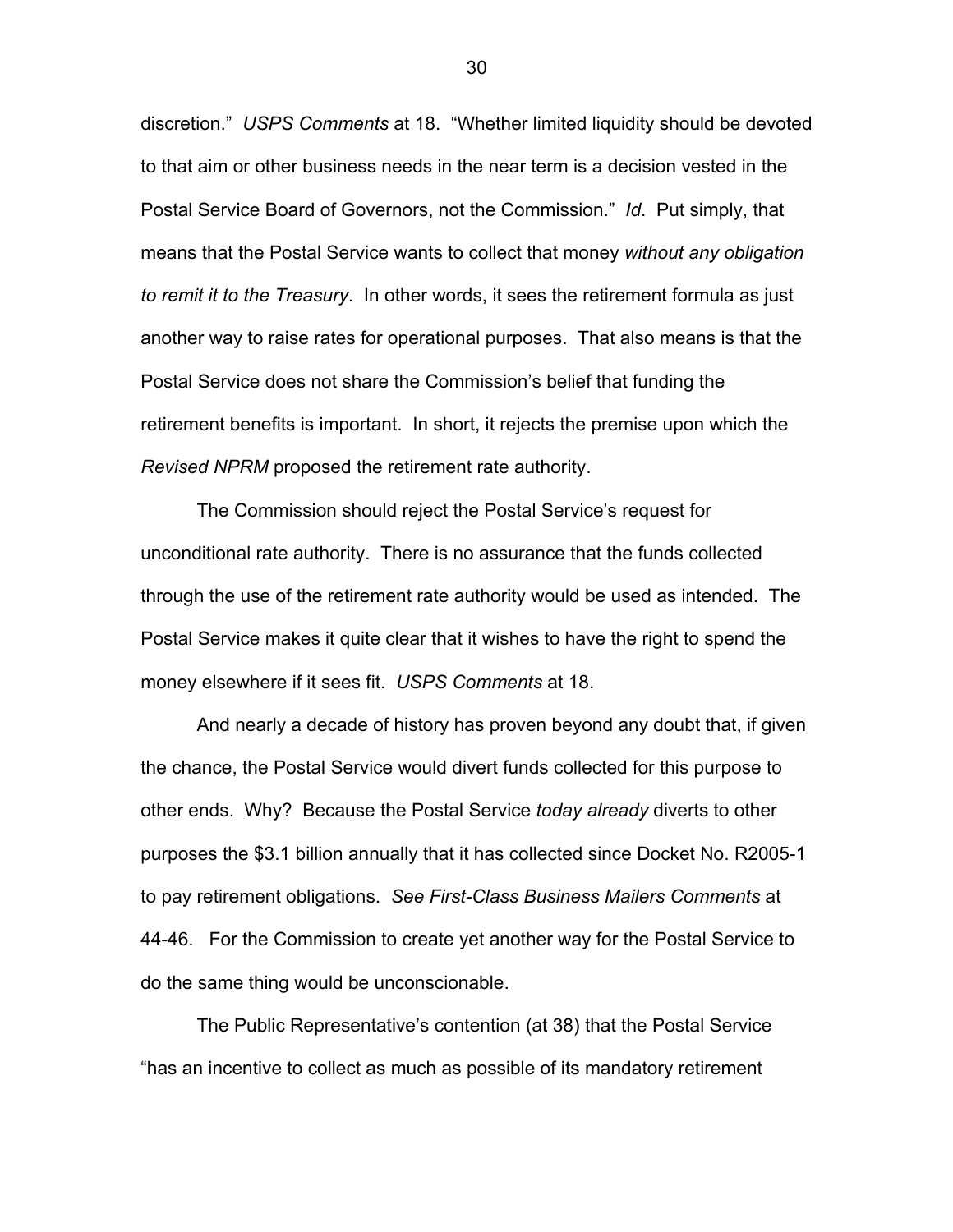discretion." *USPS Comments* at 18. "Whether limited liquidity should be devoted to that aim or other business needs in the near term is a decision vested in the Postal Service Board of Governors, not the Commission." *Id*. Put simply, that means that the Postal Service wants to collect that money *without any obligation to remit it to the Treasury*. In other words, it sees the retirement formula as just another way to raise rates for operational purposes. That also means is that the Postal Service does not share the Commission's belief that funding the retirement benefits is important. In short, it rejects the premise upon which the *Revised NPRM* proposed the retirement rate authority.

The Commission should reject the Postal Service's request for unconditional rate authority. There is no assurance that the funds collected through the use of the retirement rate authority would be used as intended. The Postal Service makes it quite clear that it wishes to have the right to spend the money elsewhere if it sees fit. *USPS Comments* at 18.

And nearly a decade of history has proven beyond any doubt that, if given the chance, the Postal Service would divert funds collected for this purpose to other ends. Why? Because the Postal Service *today already* diverts to other purposes the $3.1 billion annually that it has collected since Docket No. R2005-1 to pay retirement obligations. *See First-Class Business Mailers Comments* at 44-46. For the Commission to create yet another way for the Postal Service to do the same thing would be unconscionable.

The Public Representative's contention (at 38) that the Postal Service "has an incentive to collect as much as possible of its mandatory retirement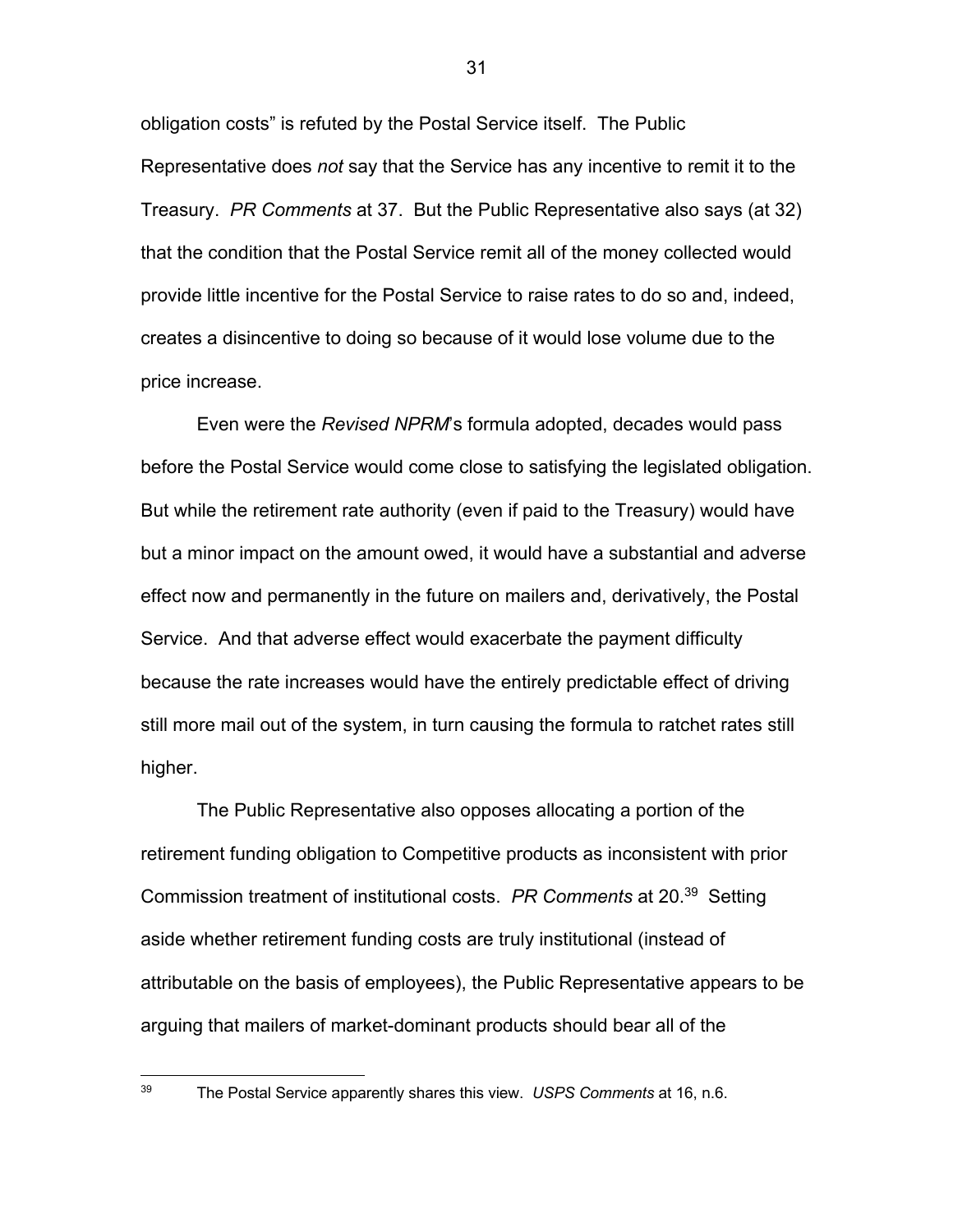obligation costs" is refuted by the Postal Service itself. The Public Representative does *not* say that the Service has any incentive to remit it to the Treasury. *PR Comments* at 37. But the Public Representative also says (at 32) that the condition that the Postal Service remit all of the money collected would provide little incentive for the Postal Service to raise rates to do so and, indeed, creates a disincentive to doing so because of it would lose volume due to the price increase.

Even were the *Revised NPRM*'s formula adopted, decades would pass before the Postal Service would come close to satisfying the legislated obligation. But while the retirement rate authority (even if paid to the Treasury) would have but a minor impact on the amount owed, it would have a substantial and adverse effect now and permanently in the future on mailers and, derivatively, the Postal Service. And that adverse effect would exacerbate the payment difficulty because the rate increases would have the entirely predictable effect of driving still more mail out of the system, in turn causing the formula to ratchet rates still higher.

The Public Representative also opposes allocating a portion of the retirement funding obligation to Competitive products as inconsistent with prior Commission treatment of institutional costs. *PR Comments* at 20.[39] Setting aside whether retirement funding costs are truly institutional (instead of attributable on the basis of employees), the Public Representative appears to be arguing that mailers of market-dominant products should bear all of the

---

[39] The Postal Service apparently shares this view. *USPS Comments* at 16, n.6.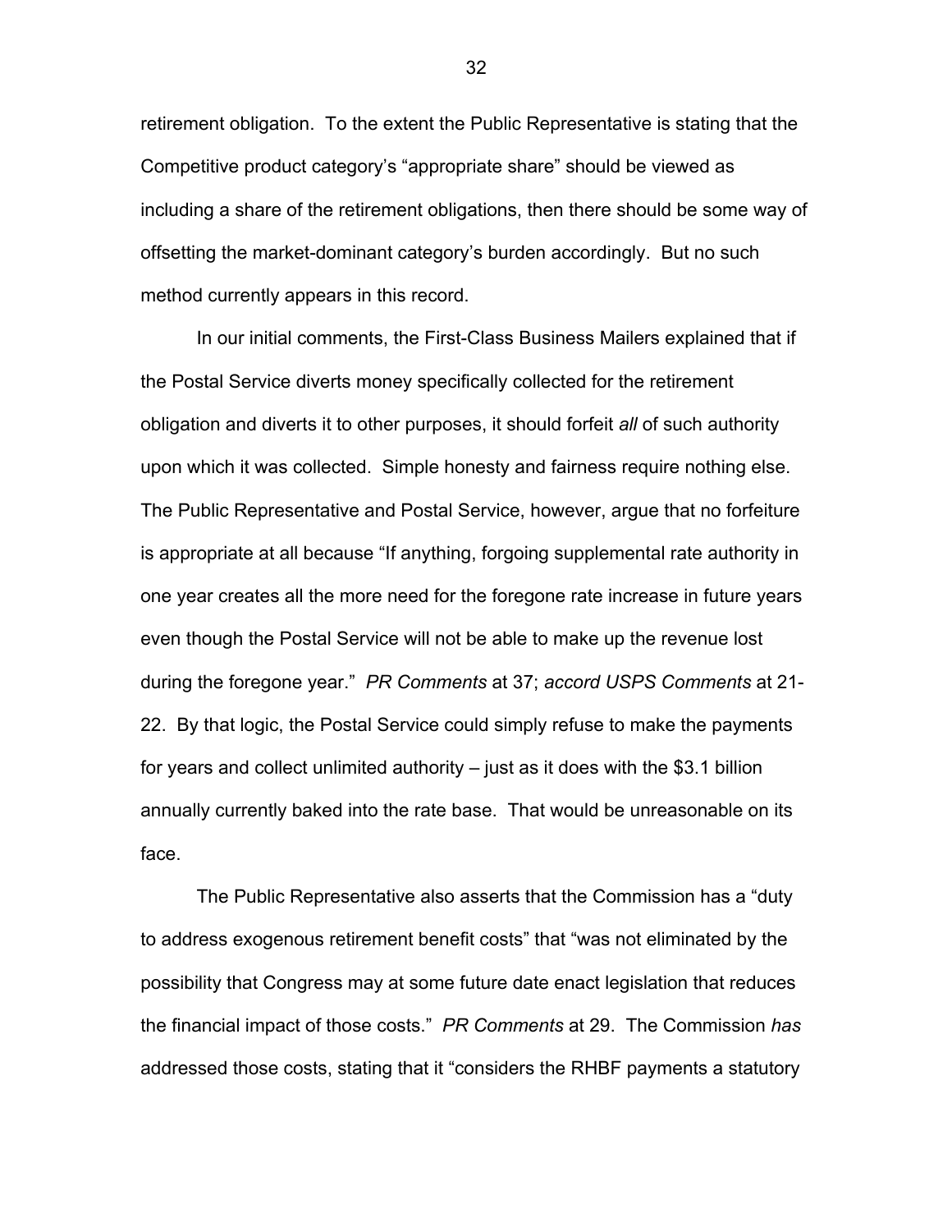retirement obligation. To the extent the Public Representative is stating that the Competitive product category's "appropriate share" should be viewed as including a share of the retirement obligations, then there should be some way of offsetting the market-dominant category's burden accordingly. But no such method currently appears in this record.

In our initial comments, the First-Class Business Mailers explained that if the Postal Service diverts money specifically collected for the retirement obligation and diverts it to other purposes, it should forfeit *all* of such authority upon which it was collected. Simple honesty and fairness require nothing else. The Public Representative and Postal Service, however, argue that no forfeiture is appropriate at all because "If anything, forgoing supplemental rate authority in one year creates all the more need for the foregone rate increase in future years even though the Postal Service will not be able to make up the revenue lost during the foregone year." *PR Comments* at 37; *accord USPS Comments* at 21-22. By that logic, the Postal Service could simply refuse to make the payments for years and collect unlimited authority – just as it does with the $3.1 billion annually currently baked into the rate base. That would be unreasonable on its face.

The Public Representative also asserts that the Commission has a "duty to address exogenous retirement benefit costs" that "was not eliminated by the possibility that Congress may at some future date enact legislation that reduces the financial impact of those costs." *PR Comments* at 29. The Commission *has* addressed those costs, stating that it "considers the RHBF payments a statutory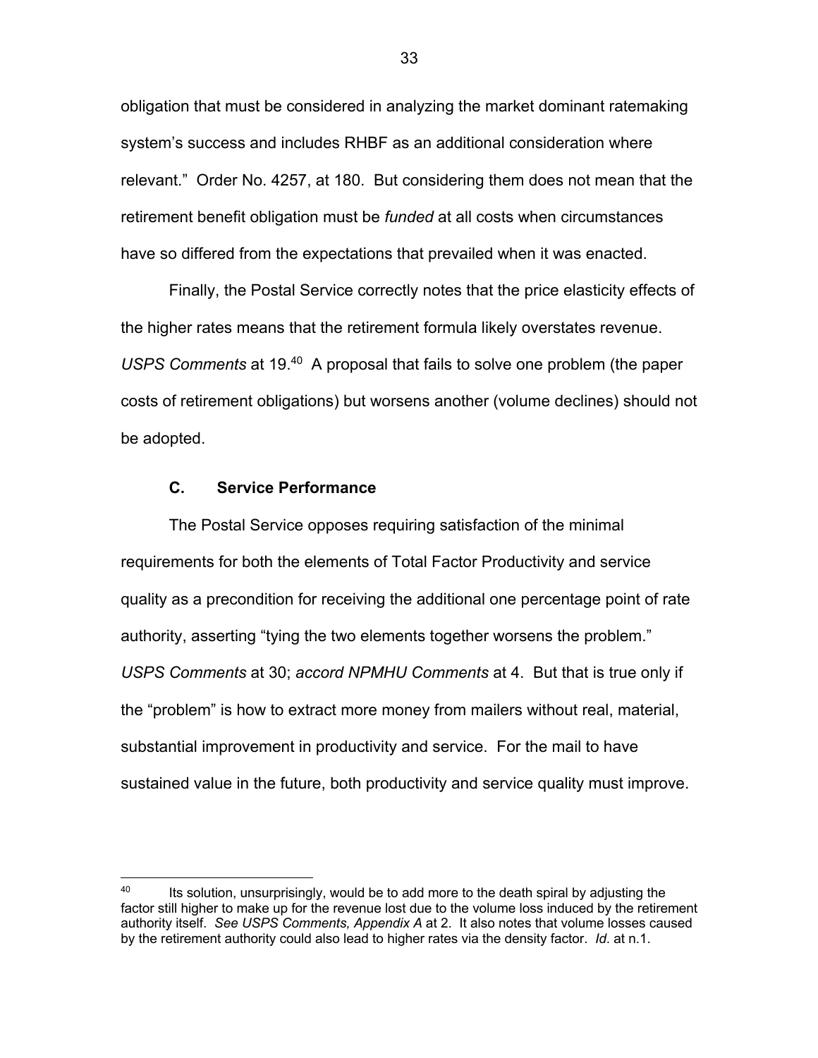obligation that must be considered in analyzing the market dominant ratemaking system's success and includes RHBF as an additional consideration where relevant." Order No. 4257, at 180. But considering them does not mean that the retirement benefit obligation must be *funded* at all costs when circumstances have so differed from the expectations that prevailed when it was enacted.

Finally, the Postal Service correctly notes that the price elasticity effects of the higher rates means that the retirement formula likely overstates revenue. *USPS Comments* at 19.[40] A proposal that fails to solve one problem (the paper costs of retirement obligations) but worsens another (volume declines) should not be adopted.

### C. Service Performance

The Postal Service opposes requiring satisfaction of the minimal requirements for both the elements of Total Factor Productivity and service quality as a precondition for receiving the additional one percentage point of rate authority, asserting "tying the two elements together worsens the problem." *USPS Comments* at 30; *accord NPMHU Comments* at 4. But that is true only if the "problem" is how to extract more money from mailers without real, material, substantial improvement in productivity and service. For the mail to have sustained value in the future, both productivity and service quality must improve.

---

[40] Its solution, unsurprisingly, would be to add more to the death spiral by adjusting the factor still higher to make up for the revenue lost due to the volume loss induced by the retirement authority itself. *See USPS Comments, Appendix A* at 2. It also notes that volume losses caused by the retirement authority could also lead to higher rates via the density factor. *Id*. at n.1.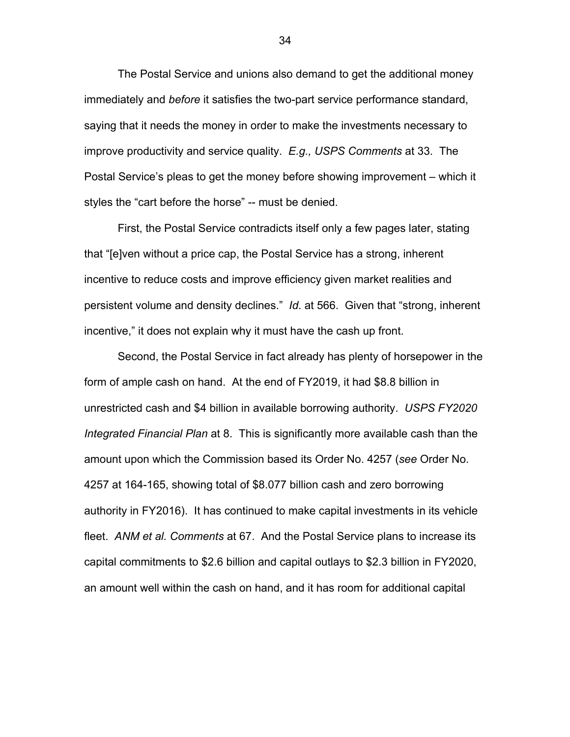The Postal Service and unions also demand to get the additional money immediately and *before* it satisfies the two-part service performance standard, saying that it needs the money in order to make the investments necessary to improve productivity and service quality. *E.g., USPS Comments* at 33. The Postal Service's pleas to get the money before showing improvement – which it styles the "cart before the horse" -- must be denied.

First, the Postal Service contradicts itself only a few pages later, stating that "[e]ven without a price cap, the Postal Service has a strong, inherent incentive to reduce costs and improve efficiency given market realities and persistent volume and density declines." *Id*. at 566. Given that "strong, inherent incentive," it does not explain why it must have the cash up front.

Second, the Postal Service in fact already has plenty of horsepower in the form of ample cash on hand. At the end of FY2019, it had $8.8 billion in unrestricted cash and $4 billion in available borrowing authority. *USPS FY2020 Integrated Financial Plan* at 8. This is significantly more available cash than the amount upon which the Commission based its Order No. 4257 (*see* Order No. 4257 at 164-165, showing total of $8.077 billion cash and zero borrowing authority in FY2016). It has continued to make capital investments in its vehicle fleet. *ANM et al. Comments* at 67. And the Postal Service plans to increase its capital commitments to $2.6 billion and capital outlays to $2.3 billion in FY2020, an amount well within the cash on hand, and it has room for additional capital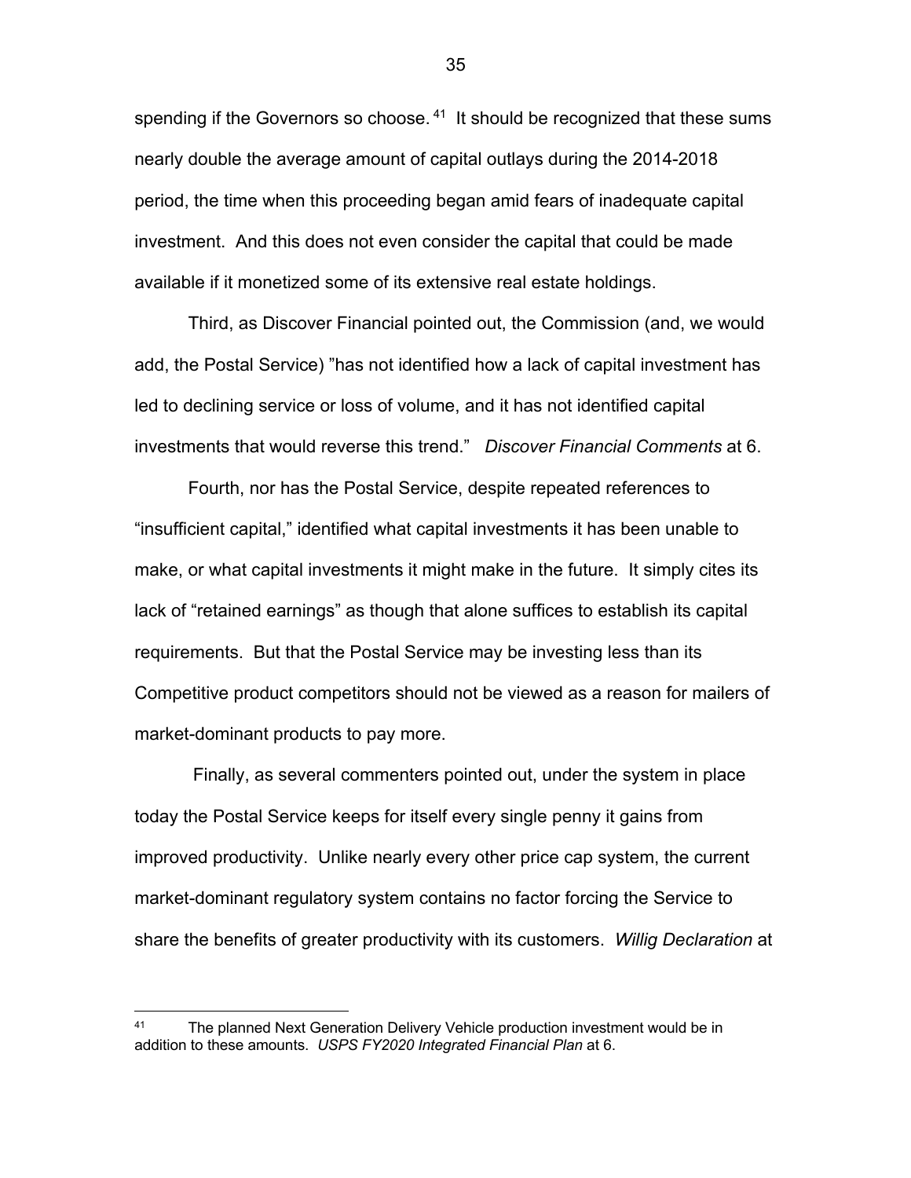spending if the Governors so choose.[41] It should be recognized that these sums nearly double the average amount of capital outlays during the 2014-2018 period, the time when this proceeding began amid fears of inadequate capital investment. And this does not even consider the capital that could be made available if it monetized some of its extensive real estate holdings.

Third, as Discover Financial pointed out, the Commission (and, we would add, the Postal Service) "has not identified how a lack of capital investment has led to declining service or loss of volume, and it has not identified capital investments that would reverse this trend." *Discover Financial Comments* at 6.

Fourth, nor has the Postal Service, despite repeated references to "insufficient capital," identified what capital investments it has been unable to make, or what capital investments it might make in the future. It simply cites its lack of "retained earnings" as though that alone suffices to establish its capital requirements. But that the Postal Service may be investing less than its Competitive product competitors should not be viewed as a reason for mailers of market-dominant products to pay more.

Finally, as several commenters pointed out, under the system in place today the Postal Service keeps for itself every single penny it gains from improved productivity. Unlike nearly every other price cap system, the current market-dominant regulatory system contains no factor forcing the Service to share the benefits of greater productivity with its customers. *Willig Declaration* at

---

[41] The planned Next Generation Delivery Vehicle production investment would be in addition to these amounts. *USPS FY2020 Integrated Financial Plan* at 6.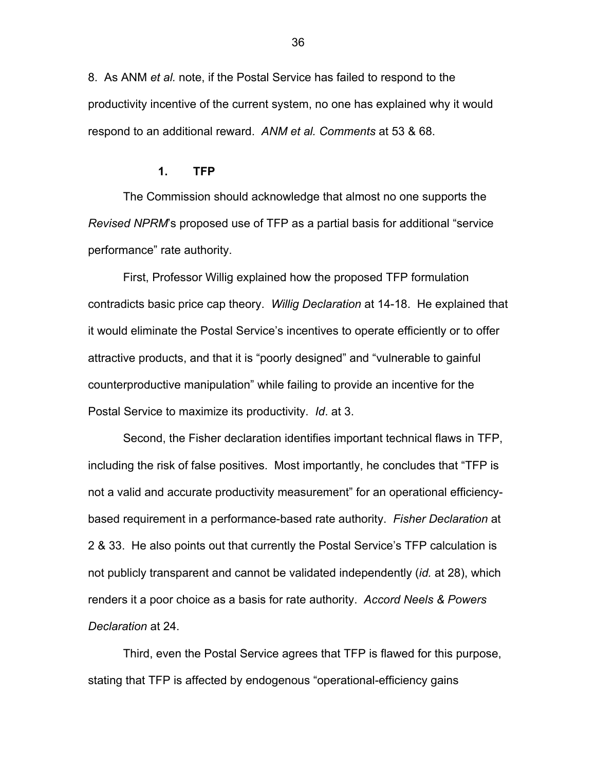8. As ANM *et al.* note, if the Postal Service has failed to respond to the productivity incentive of the current system, no one has explained why it would respond to an additional reward. *ANM et al. Comments* at 53 & 68.

### 1. TFP

The Commission should acknowledge that almost no one supports the *Revised NPRM*'s proposed use of TFP as a partial basis for additional "service performance" rate authority.

First, Professor Willig explained how the proposed TFP formulation contradicts basic price cap theory. *Willig Declaration* at 14-18. He explained that it would eliminate the Postal Service's incentives to operate efficiently or to offer attractive products, and that it is "poorly designed" and "vulnerable to gainful counterproductive manipulation" while failing to provide an incentive for the Postal Service to maximize its productivity. *Id*. at 3.

Second, the Fisher declaration identifies important technical flaws in TFP, including the risk of false positives. Most importantly, he concludes that "TFP is not a valid and accurate productivity measurement" for an operational efficiency-based requirement in a performance-based rate authority. *Fisher Declaration* at 2 & 33. He also points out that currently the Postal Service's TFP calculation is not publicly transparent and cannot be validated independently (*id.* at 28), which renders it a poor choice as a basis for rate authority. *Accord Neels & Powers Declaration* at 24.

Third, even the Postal Service agrees that TFP is flawed for this purpose, stating that TFP is affected by endogenous "operational-efficiency gains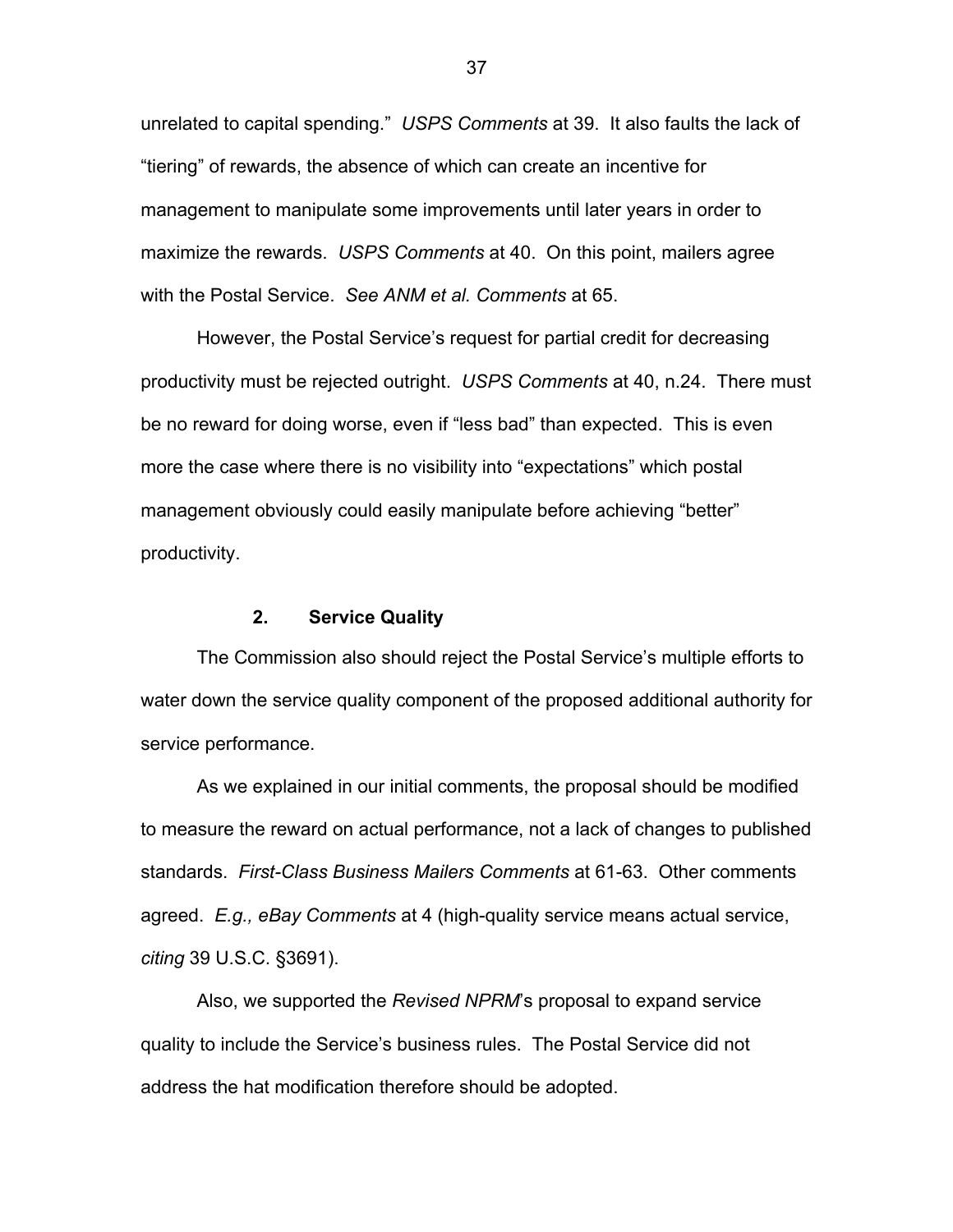unrelated to capital spending." *USPS Comments* at 39. It also faults the lack of "tiering" of rewards, the absence of which can create an incentive for management to manipulate some improvements until later years in order to maximize the rewards. *USPS Comments* at 40. On this point, mailers agree with the Postal Service. *See ANM et al. Comments* at 65.

However, the Postal Service's request for partial credit for decreasing productivity must be rejected outright. *USPS Comments* at 40, n.24. There must be no reward for doing worse, even if "less bad" than expected. This is even more the case where there is no visibility into "expectations" which postal management obviously could easily manipulate before achieving "better" productivity.

### 2. Service Quality

The Commission also should reject the Postal Service's multiple efforts to water down the service quality component of the proposed additional authority for service performance.

As we explained in our initial comments, the proposal should be modified to measure the reward on actual performance, not a lack of changes to published standards. *First-Class Business Mailers Comments* at 61-63. Other comments agreed. *E.g., eBay Comments* at 4 (high-quality service means actual service, *citing* 39 U.S.C. §3691).

Also, we supported the *Revised NPRM*'s proposal to expand service quality to include the Service's business rules. The Postal Service did not address the hat modification therefore should be adopted.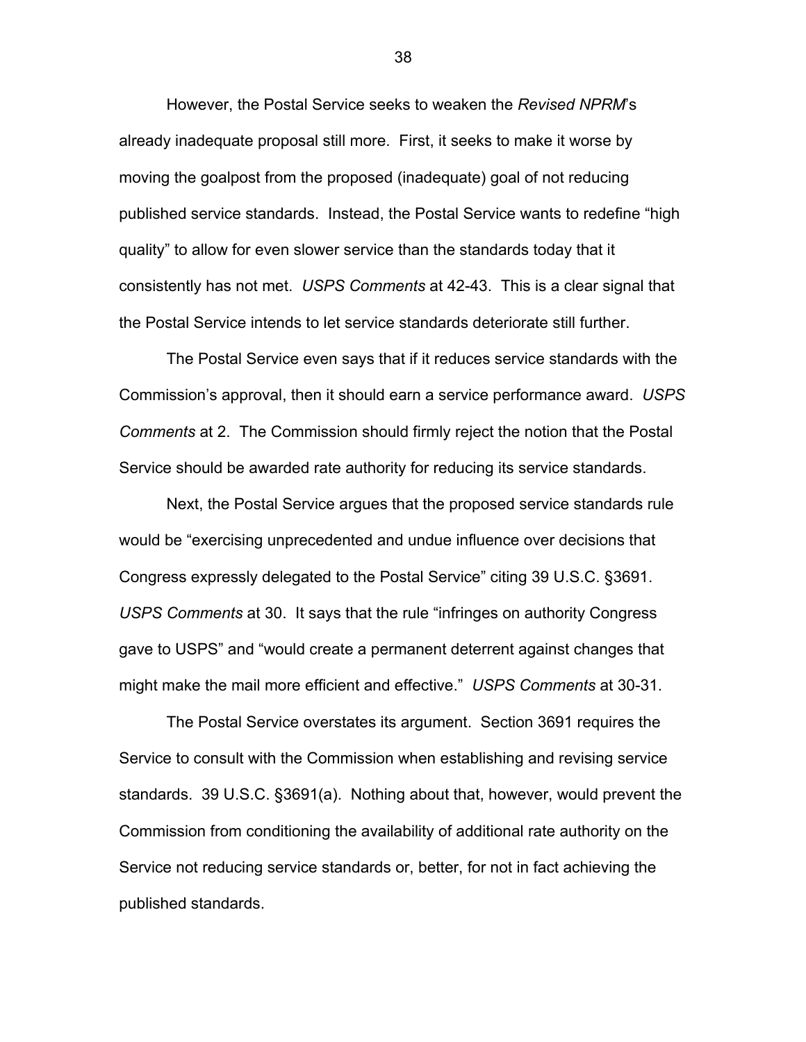However, the Postal Service seeks to weaken the *Revised NPRM*'s already inadequate proposal still more. First, it seeks to make it worse by moving the goalpost from the proposed (inadequate) goal of not reducing published service standards. Instead, the Postal Service wants to redefine "high quality" to allow for even slower service than the standards today that it consistently has not met. *USPS Comments* at 42-43. This is a clear signal that the Postal Service intends to let service standards deteriorate still further.

The Postal Service even says that if it reduces service standards with the Commission's approval, then it should earn a service performance award. *USPS Comments* at 2. The Commission should firmly reject the notion that the Postal Service should be awarded rate authority for reducing its service standards.

Next, the Postal Service argues that the proposed service standards rule would be "exercising unprecedented and undue influence over decisions that Congress expressly delegated to the Postal Service" citing 39 U.S.C. §3691. *USPS Comments* at 30. It says that the rule "infringes on authority Congress gave to USPS" and "would create a permanent deterrent against changes that might make the mail more efficient and effective." *USPS Comments* at 30-31.

The Postal Service overstates its argument. Section 3691 requires the Service to consult with the Commission when establishing and revising service standards. 39 U.S.C. §3691(a). Nothing about that, however, would prevent the Commission from conditioning the availability of additional rate authority on the Service not reducing service standards or, better, for not in fact achieving the published standards.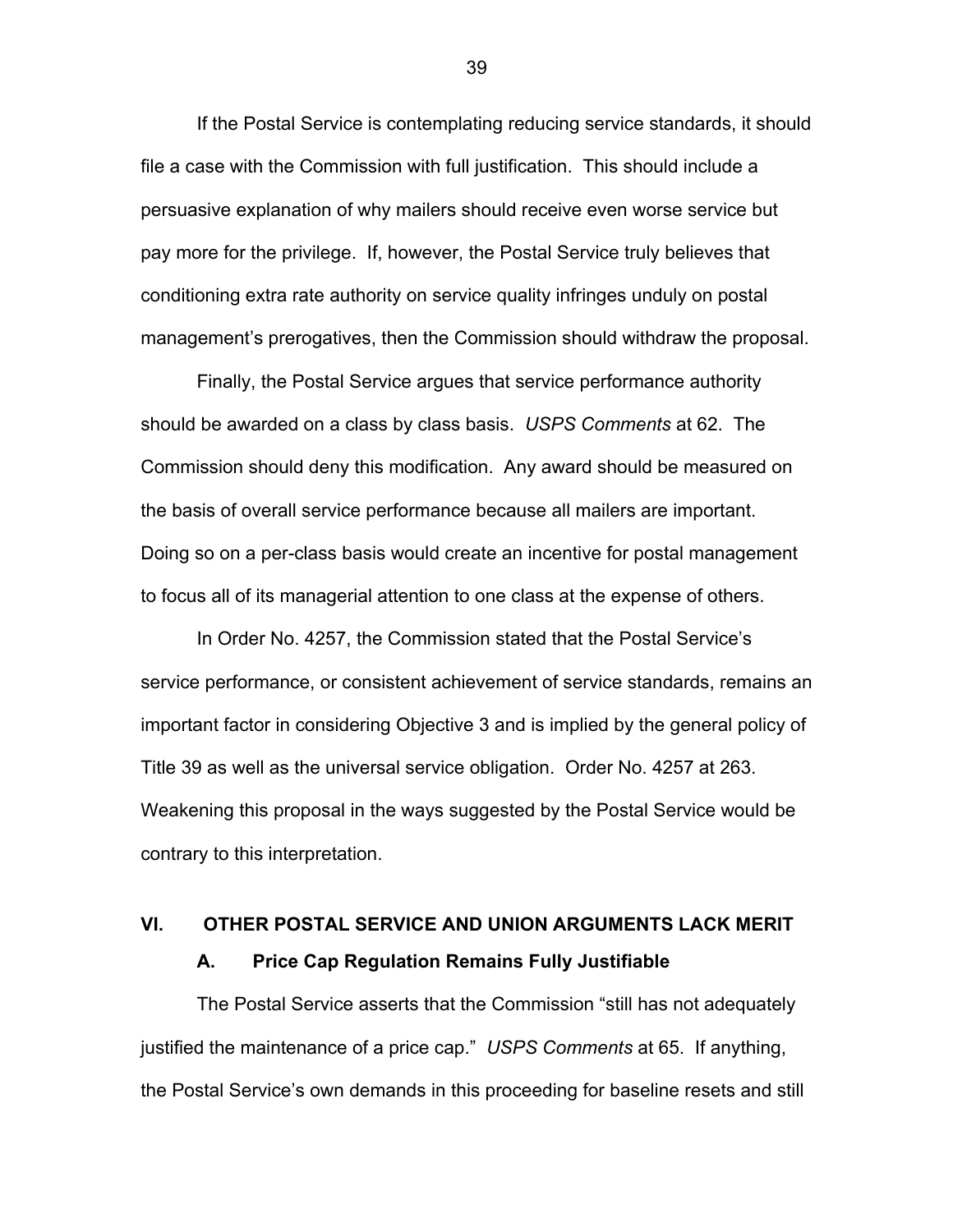If the Postal Service is contemplating reducing service standards, it should file a case with the Commission with full justification. This should include a persuasive explanation of why mailers should receive even worse service but pay more for the privilege. If, however, the Postal Service truly believes that conditioning extra rate authority on service quality infringes unduly on postal management's prerogatives, then the Commission should withdraw the proposal.

Finally, the Postal Service argues that service performance authority should be awarded on a class by class basis. *USPS Comments* at 62. The Commission should deny this modification. Any award should be measured on the basis of overall service performance because all mailers are important. Doing so on a per-class basis would create an incentive for postal management to focus all of its managerial attention to one class at the expense of others.

In Order No. 4257, the Commission stated that the Postal Service's service performance, or consistent achievement of service standards, remains an important factor in considering Objective 3 and is implied by the general policy of Title 39 as well as the universal service obligation. Order No. 4257 at 263. Weakening this proposal in the ways suggested by the Postal Service would be contrary to this interpretation.

## VI. OTHER POSTAL SERVICE AND UNION ARGUMENTS LACK MERIT

### A. Price Cap Regulation Remains Fully Justifiable

The Postal Service asserts that the Commission "still has not adequately justified the maintenance of a price cap." *USPS Comments* at 65. If anything, the Postal Service's own demands in this proceeding for baseline resets and still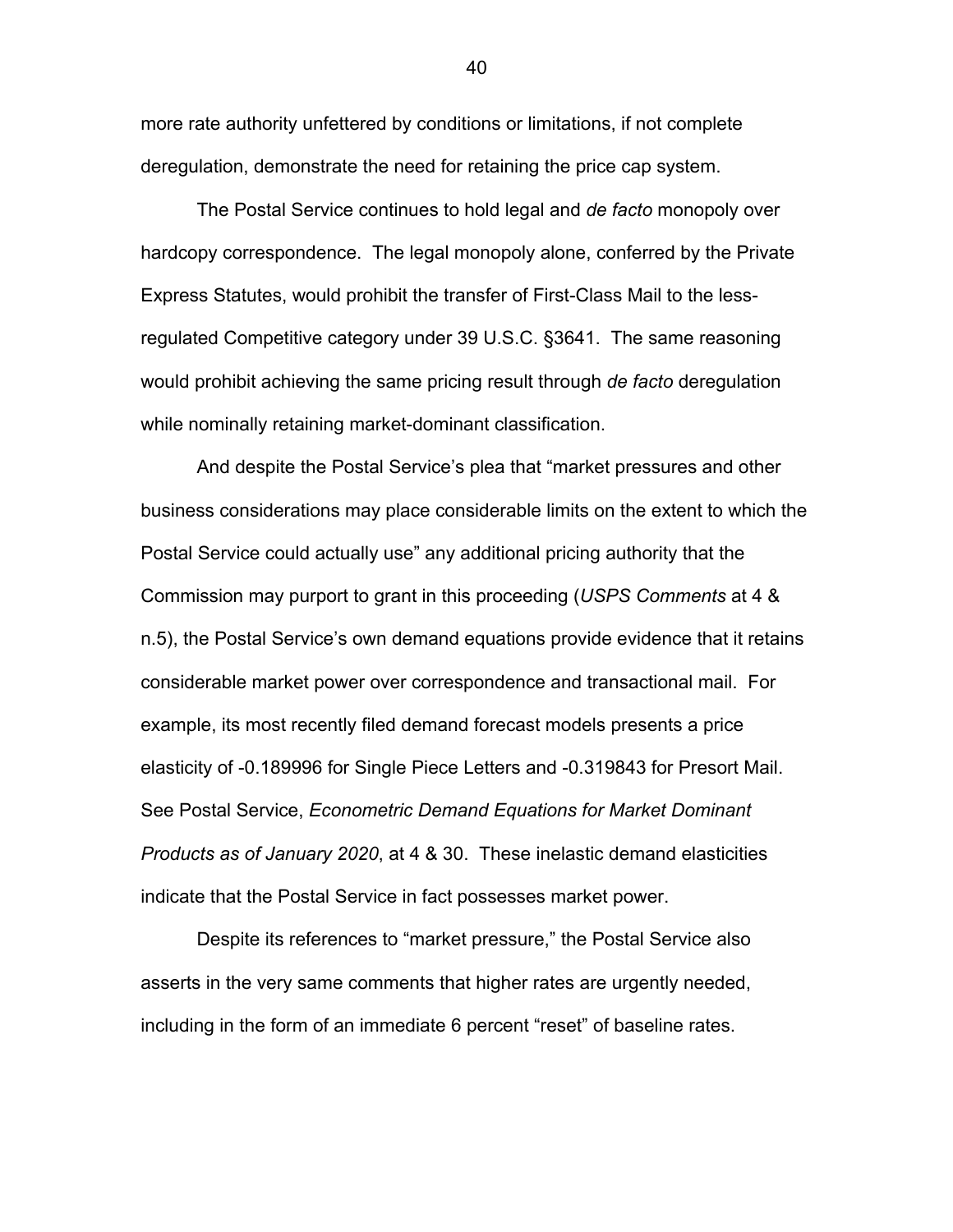more rate authority unfettered by conditions or limitations, if not complete deregulation, demonstrate the need for retaining the price cap system.

The Postal Service continues to hold legal and *de facto* monopoly over hardcopy correspondence. The legal monopoly alone, conferred by the Private Express Statutes, would prohibit the transfer of First-Class Mail to the less-regulated Competitive category under 39 U.S.C. §3641. The same reasoning would prohibit achieving the same pricing result through *de facto* deregulation while nominally retaining market-dominant classification.

And despite the Postal Service's plea that "market pressures and other business considerations may place considerable limits on the extent to which the Postal Service could actually use" any additional pricing authority that the Commission may purport to grant in this proceeding (*USPS Comments* at 4 & n.5), the Postal Service's own demand equations provide evidence that it retains considerable market power over correspondence and transactional mail. For example, its most recently filed demand forecast models presents a price elasticity of -0.189996 for Single Piece Letters and -0.319843 for Presort Mail. See Postal Service, *Econometric Demand Equations for Market Dominant Products as of January 2020*, at 4 & 30. These inelastic demand elasticities indicate that the Postal Service in fact possesses market power.

Despite its references to "market pressure," the Postal Service also asserts in the very same comments that higher rates are urgently needed, including in the form of an immediate 6 percent "reset" of baseline rates.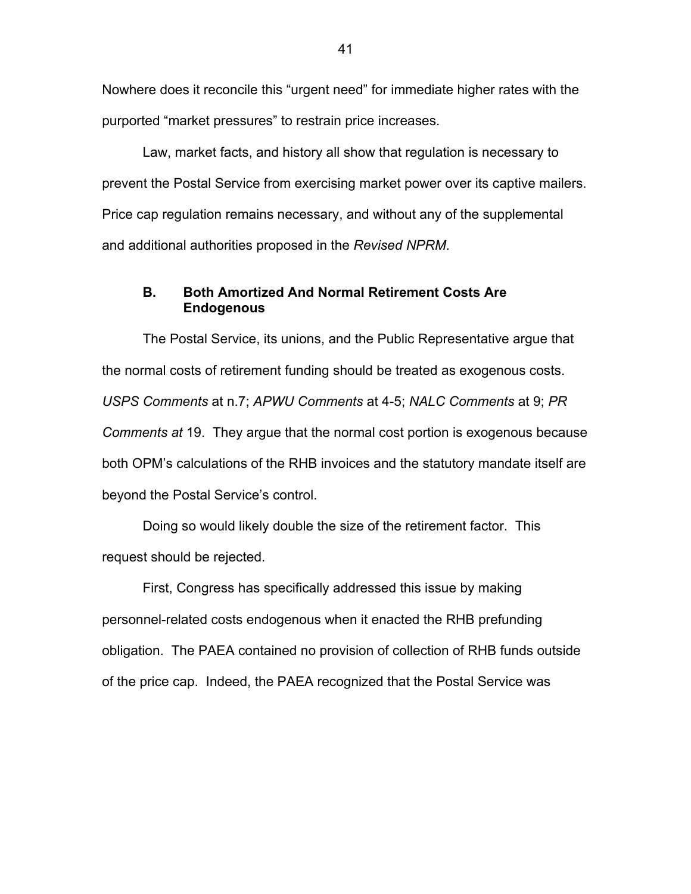Nowhere does it reconcile this "urgent need" for immediate higher rates with the purported "market pressures" to restrain price increases.

Law, market facts, and history all show that regulation is necessary to prevent the Postal Service from exercising market power over its captive mailers. Price cap regulation remains necessary, and without any of the supplemental and additional authorities proposed in the *Revised NPRM*.

### B. Both Amortized And Normal Retirement Costs Are Endogenous

The Postal Service, its unions, and the Public Representative argue that the normal costs of retirement funding should be treated as exogenous costs. *USPS Comments* at n.7; *APWU Comments* at 4-5; *NALC Comments* at 9; *PR Comments at* 19. They argue that the normal cost portion is exogenous because both OPM's calculations of the RHB invoices and the statutory mandate itself are beyond the Postal Service's control.

Doing so would likely double the size of the retirement factor. This request should be rejected.

First, Congress has specifically addressed this issue by making personnel-related costs endogenous when it enacted the RHB prefunding obligation. The PAEA contained no provision of collection of RHB funds outside of the price cap. Indeed, the PAEA recognized that the Postal Service was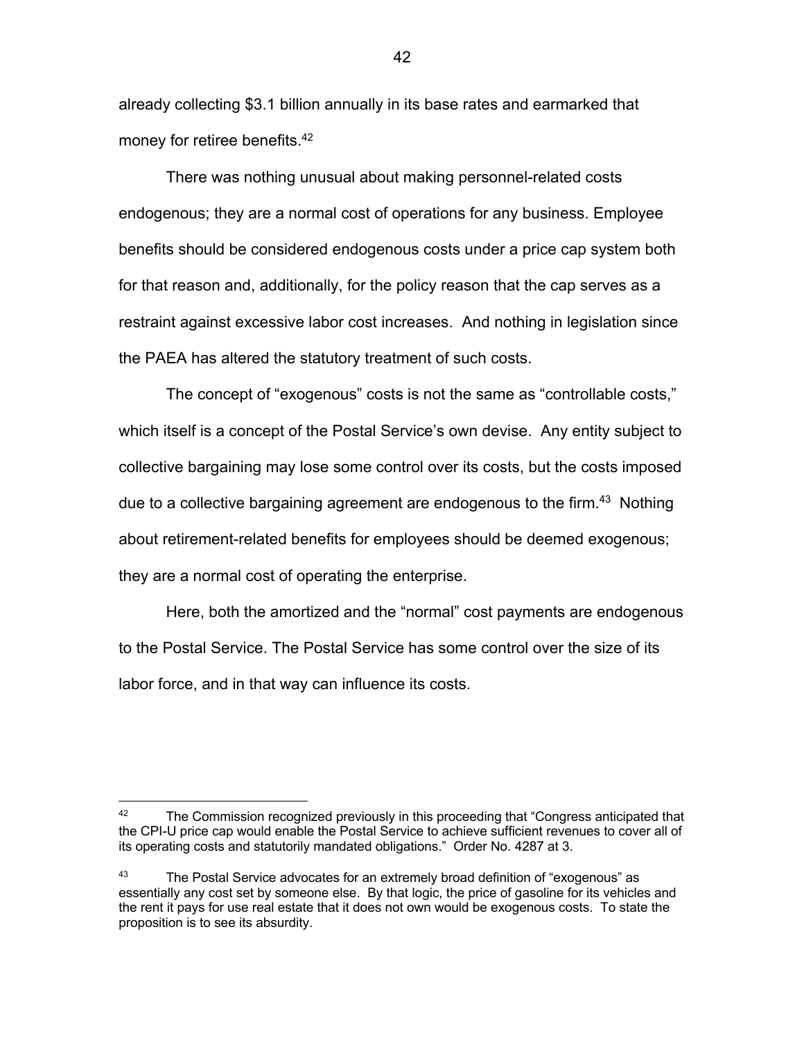already collecting $3.1 billion annually in its base rates and earmarked that money for retiree benefits.[42]

There was nothing unusual about making personnel-related costs endogenous; they are a normal cost of operations for any business. Employee benefits should be considered endogenous costs under a price cap system both for that reason and, additionally, for the policy reason that the cap serves as a restraint against excessive labor cost increases. And nothing in legislation since the PAEA has altered the statutory treatment of such costs.

The concept of "exogenous" costs is not the same as "controllable costs," which itself is a concept of the Postal Service's own devise. Any entity subject to collective bargaining may lose some control over its costs, but the costs imposed due to a collective bargaining agreement are endogenous to the firm.[43] Nothing about retirement-related benefits for employees should be deemed exogenous; they are a normal cost of operating the enterprise.

Here, both the amortized and the "normal" cost payments are endogenous to the Postal Service. The Postal Service has some control over the size of its labor force, and in that way can influence its costs.

---

[42] The Commission recognized previously in this proceeding that "Congress anticipated that the CPI-U price cap would enable the Postal Service to achieve sufficient revenues to cover all of its operating costs and statutorily mandated obligations." Order No. 4287 at 3.

[43] The Postal Service advocates for an extremely broad definition of "exogenous" as essentially any cost set by someone else. By that logic, the price of gasoline for its vehicles and the rent it pays for use real estate that it does not own would be exogenous costs. To state the proposition is to see its absurdity.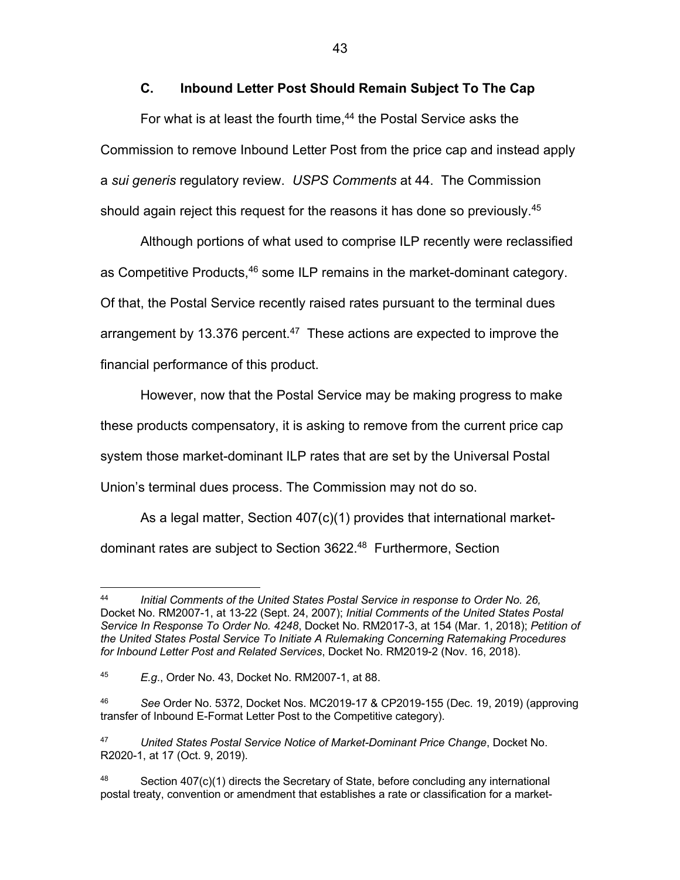### C. Inbound Letter Post Should Remain Subject To The Cap

For what is at least the fourth time,[44] the Postal Service asks the Commission to remove Inbound Letter Post from the price cap and instead apply a *sui generis* regulatory review. *USPS Comments* at 44. The Commission should again reject this request for the reasons it has done so previously.[45]

Although portions of what used to comprise ILP recently were reclassified as Competitive Products,[46] some ILP remains in the market-dominant category. Of that, the Postal Service recently raised rates pursuant to the terminal dues arrangement by 13.376 percent.[47] These actions are expected to improve the financial performance of this product.

However, now that the Postal Service may be making progress to make these products compensatory, it is asking to remove from the current price cap system those market-dominant ILP rates that are set by the Universal Postal Union's terminal dues process. The Commission may not do so.

As a legal matter, Section 407(c)(1) provides that international market-dominant rates are subject to Section 3622.[48] Furthermore, Section

---

[44] *Initial Comments of the United States Postal Service in response to Order No. 26,* Docket No. RM2007-1, at 13-22 (Sept. 24, 2007); *Initial Comments of the United States Postal Service In Response To Order No. 4248*, Docket No. RM2017-3, at 154 (Mar. 1, 2018); *Petition of the United States Postal Service To Initiate A Rulemaking Concerning Ratemaking Procedures for Inbound Letter Post and Related Services*, Docket No. RM2019-2 (Nov. 16, 2018).

[45] *E.g.*, Order No. 43, Docket No. RM2007-1, at 88.

[46] *See* Order No. 5372, Docket Nos. MC2019-17 & CP2019-155 (Dec. 19, 2019) (approving transfer of Inbound E-Format Letter Post to the Competitive category).

[47] *United States Postal Service Notice of Market-Dominant Price Change*, Docket No. R2020-1, at 17 (Oct. 9, 2019).

[48] Section 407(c)(1) directs the Secretary of State, before concluding any international postal treaty, convention or amendment that establishes a rate or classification for a market-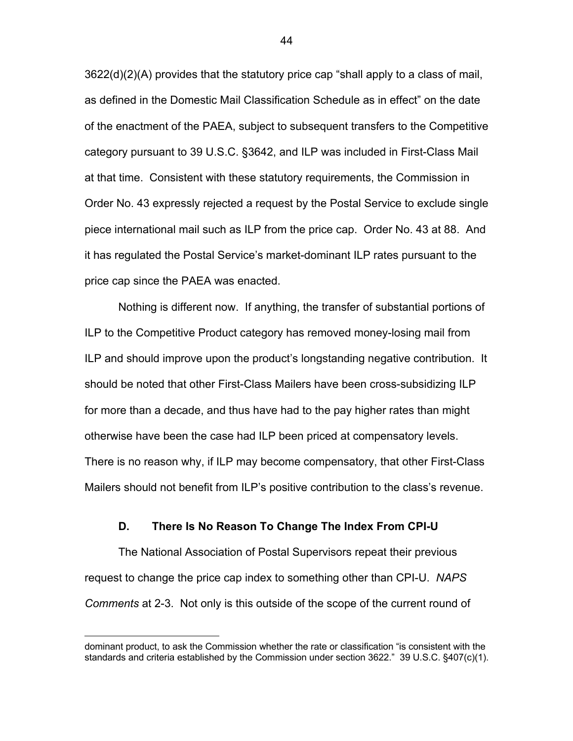3622(d)(2)(A) provides that the statutory price cap "shall apply to a class of mail, as defined in the Domestic Mail Classification Schedule as in effect" on the date of the enactment of the PAEA, subject to subsequent transfers to the Competitive category pursuant to 39 U.S.C. §3642, and ILP was included in First-Class Mail at that time. Consistent with these statutory requirements, the Commission in Order No. 43 expressly rejected a request by the Postal Service to exclude single piece international mail such as ILP from the price cap. Order No. 43 at 88. And it has regulated the Postal Service's market-dominant ILP rates pursuant to the price cap since the PAEA was enacted.

Nothing is different now. If anything, the transfer of substantial portions of ILP to the Competitive Product category has removed money-losing mail from ILP and should improve upon the product's longstanding negative contribution. It should be noted that other First-Class Mailers have been cross-subsidizing ILP for more than a decade, and thus have had to the pay higher rates than might otherwise have been the case had ILP been priced at compensatory levels. There is no reason why, if ILP may become compensatory, that other First-Class Mailers should not benefit from ILP's positive contribution to the class's revenue.

### D. There Is No Reason To Change The Index From CPI-U

The National Association of Postal Supervisors repeat their previous request to change the price cap index to something other than CPI-U. *NAPS Comments* at 2-3. Not only is this outside of the scope of the current round of

---

dominant product, to ask the Commission whether the rate or classification "is consistent with the standards and criteria established by the Commission under section 3622." 39 U.S.C. §407(c)(1).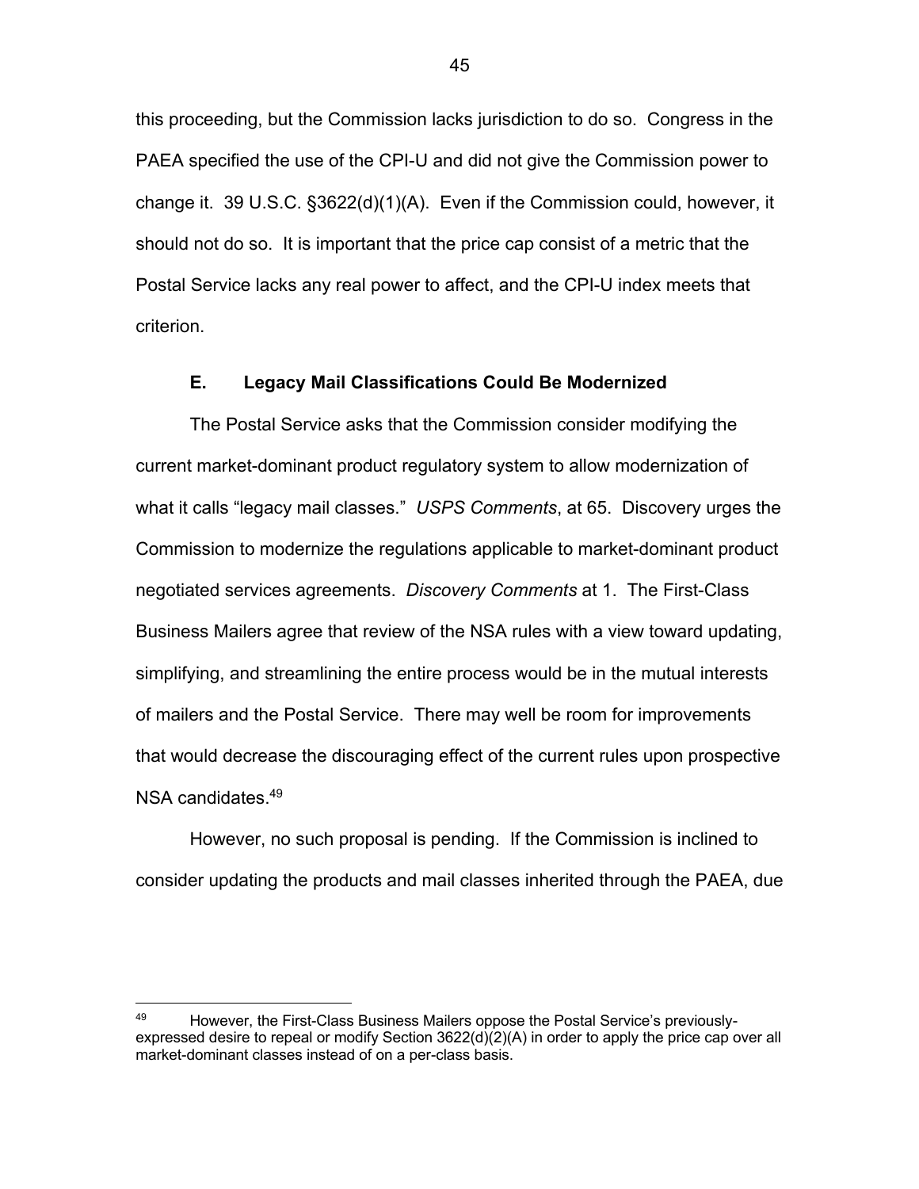this proceeding, but the Commission lacks jurisdiction to do so. Congress in the PAEA specified the use of the CPI-U and did not give the Commission power to change it. 39 U.S.C. §3622(d)(1)(A). Even if the Commission could, however, it should not do so. It is important that the price cap consist of a metric that the Postal Service lacks any real power to affect, and the CPI-U index meets that criterion.

### E. Legacy Mail Classifications Could Be Modernized

The Postal Service asks that the Commission consider modifying the current market-dominant product regulatory system to allow modernization of what it calls "legacy mail classes." *USPS Comments*, at 65. Discovery urges the Commission to modernize the regulations applicable to market-dominant product negotiated services agreements. *Discovery Comments* at 1. The First-Class Business Mailers agree that review of the NSA rules with a view toward updating, simplifying, and streamlining the entire process would be in the mutual interests of mailers and the Postal Service. There may well be room for improvements that would decrease the discouraging effect of the current rules upon prospective NSA candidates.[49]

However, no such proposal is pending. If the Commission is inclined to consider updating the products and mail classes inherited through the PAEA, due

---

[49] However, the First-Class Business Mailers oppose the Postal Service's previously-expressed desire to repeal or modify Section 3622(d)(2)(A) in order to apply the price cap over all market-dominant classes instead of on a per-class basis.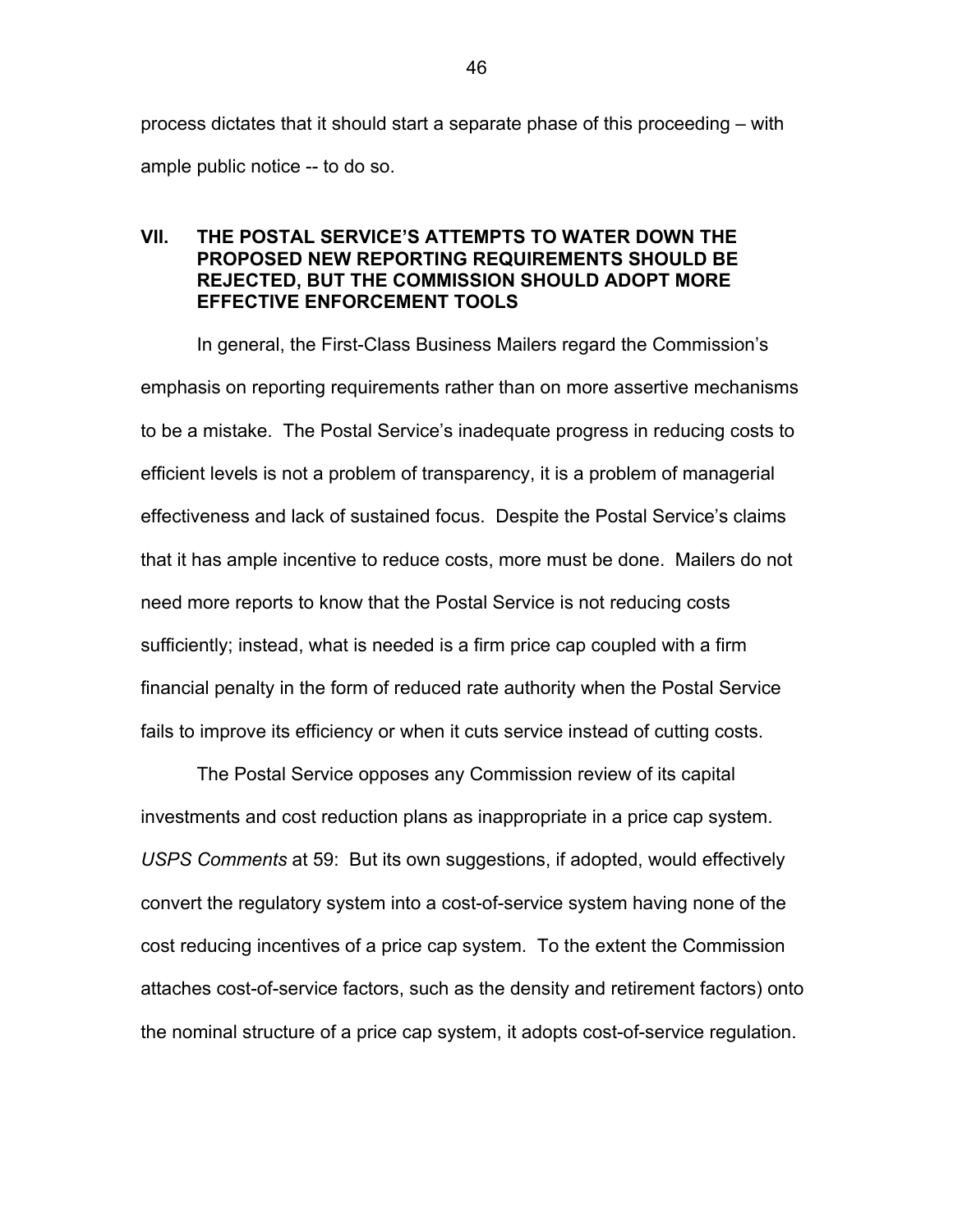process dictates that it should start a separate phase of this proceeding – with ample public notice -- to do so.

## VII. THE POSTAL SERVICE'S ATTEMPTS TO WATER DOWN THE PROPOSED NEW REPORTING REQUIREMENTS SHOULD BE REJECTED, BUT THE COMMISSION SHOULD ADOPT MORE EFFECTIVE ENFORCEMENT TOOLS

In general, the First-Class Business Mailers regard the Commission's emphasis on reporting requirements rather than on more assertive mechanisms to be a mistake. The Postal Service's inadequate progress in reducing costs to efficient levels is not a problem of transparency, it is a problem of managerial effectiveness and lack of sustained focus. Despite the Postal Service's claims that it has ample incentive to reduce costs, more must be done. Mailers do not need more reports to know that the Postal Service is not reducing costs sufficiently; instead, what is needed is a firm price cap coupled with a firm financial penalty in the form of reduced rate authority when the Postal Service fails to improve its efficiency or when it cuts service instead of cutting costs.

The Postal Service opposes any Commission review of its capital investments and cost reduction plans as inappropriate in a price cap system. *USPS Comments* at 59: But its own suggestions, if adopted, would effectively convert the regulatory system into a cost-of-service system having none of the cost reducing incentives of a price cap system. To the extent the Commission attaches cost-of-service factors, such as the density and retirement factors) onto the nominal structure of a price cap system, it adopts cost-of-service regulation.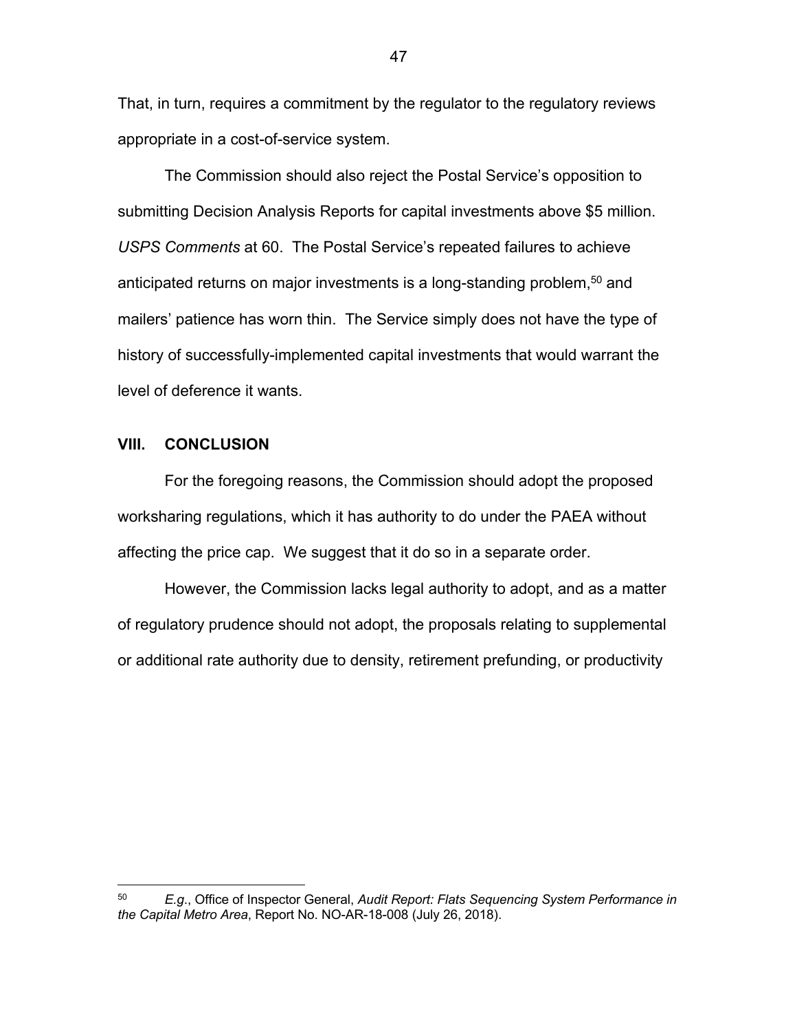That, in turn, requires a commitment by the regulator to the regulatory reviews appropriate in a cost-of-service system.

The Commission should also reject the Postal Service's opposition to submitting Decision Analysis Reports for capital investments above $5 million. *USPS Comments* at 60. The Postal Service's repeated failures to achieve anticipated returns on major investments is a long-standing problem,[50] and mailers' patience has worn thin. The Service simply does not have the type of history of successfully-implemented capital investments that would warrant the level of deference it wants.

## VIII. CONCLUSION

For the foregoing reasons, the Commission should adopt the proposed worksharing regulations, which it has authority to do under the PAEA without affecting the price cap. We suggest that it do so in a separate order.

However, the Commission lacks legal authority to adopt, and as a matter of regulatory prudence should not adopt, the proposals relating to supplemental or additional rate authority due to density, retirement prefunding, or productivity

---

[50] *E.g.*, Office of Inspector General, *Audit Report: Flats Sequencing System Performance in the Capital Metro Area*, Report No. NO-AR-18-008 (July 26, 2018).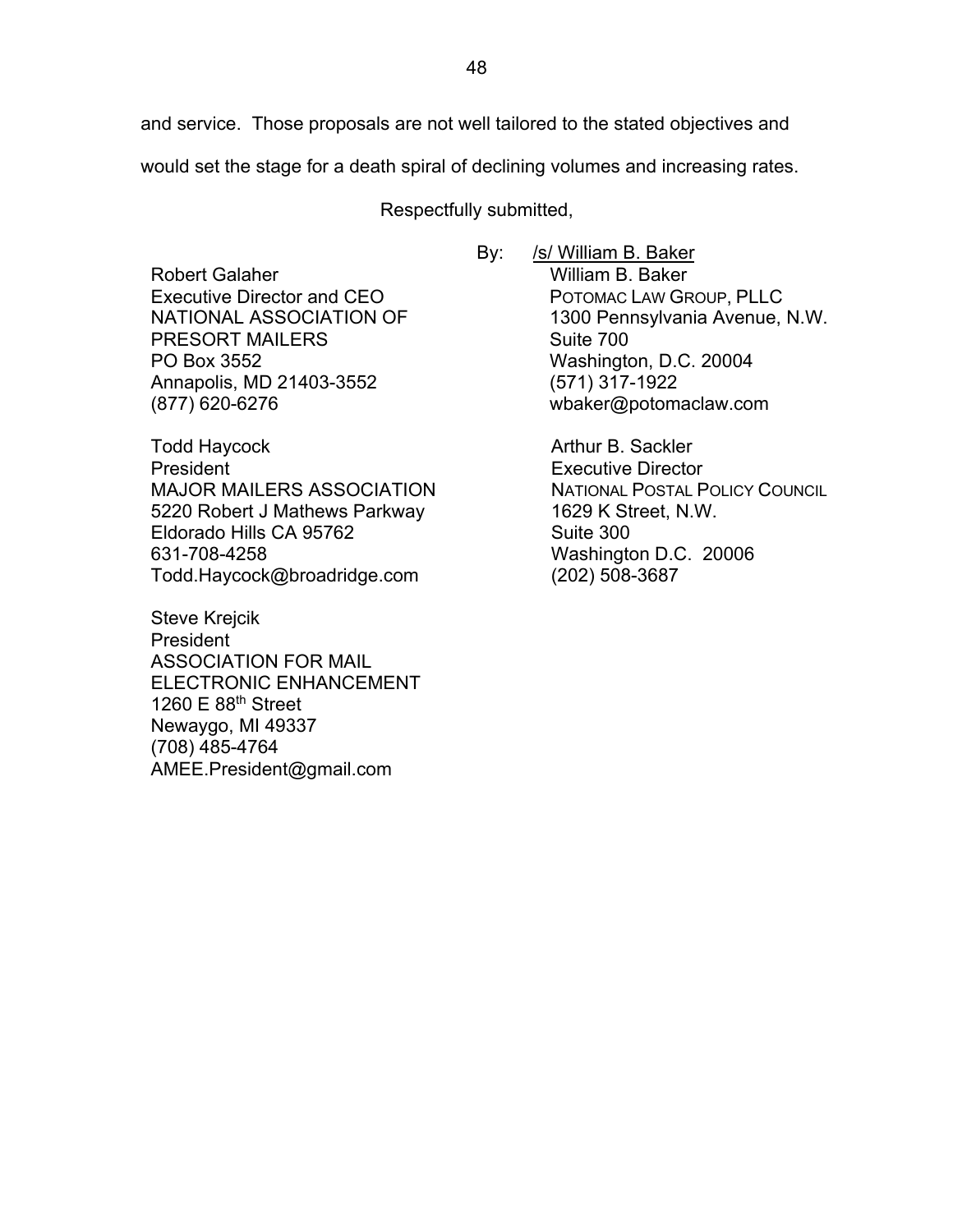and service. Those proposals are not well tailored to the stated objectives and would set the stage for a death spiral of declining volumes and increasing rates.

Respectfully submitted,

By: /s/ William B. Baker
William B. Baker
POTOMAC LAW GROUP, PLLC
1300 Pennsylvania Avenue, N.W.
Suite 700
Washington, D.C. 20004
(571) 317-1922
wbaker@potomaclaw.com

Robert Galaher
Executive Director and CEO
NATIONAL ASSOCIATION OF PRESORT MAILERS
PO Box 3552
Annapolis, MD 21403-3552
(877) 620-6276

Todd Haycock
President
MAJOR MAILERS ASSOCIATION
5220 Robert J Mathews Parkway
Eldorado Hills CA 95762
631-708-4258
Todd.Haycock@broadridge.com

Arthur B. Sackler
Executive Director
NATIONAL POSTAL POLICY COUNCIL
1629 K Street, N.W.
Suite 300
Washington D.C. 20006
(202) 508-3687

Steve Krejcik
President
ASSOCIATION FOR MAIL ELECTRONIC ENHANCEMENT
1260 E 88th Street
Newaygo, MI 49337
(708) 485-4764
AMEE.President@gmail.com